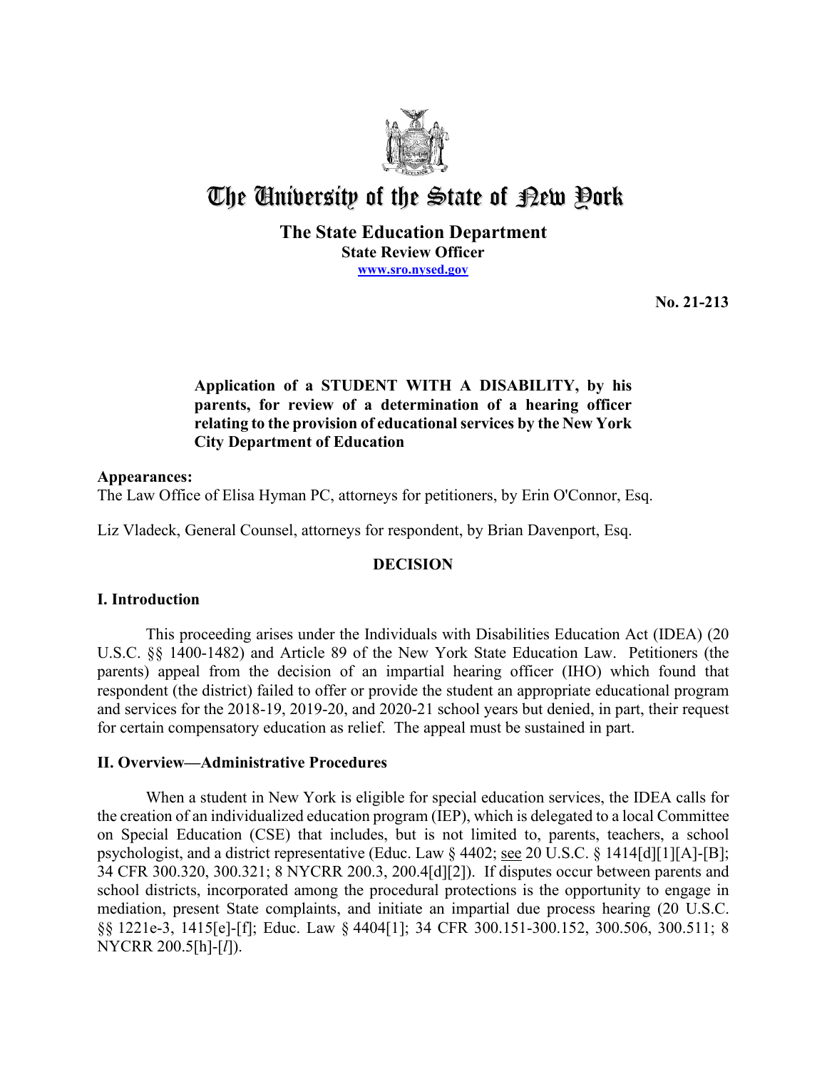# The University of the State of New York

**The State Education Department**
**State Review Officer**
**www.sro.nysed.gov**

**No. 21-213**

**Application of a STUDENT WITH A DISABILITY, by his parents, for review of a determination of a hearing officer relating to the provision of educational services by the New York City Department of Education**

**Appearances:**
The Law Office of Elisa Hyman PC, attorneys for petitioners, by Erin O'Connor, Esq.

Liz Vladeck, General Counsel, attorneys for respondent, by Brian Davenport, Esq.

## DECISION

## I. Introduction

This proceeding arises under the Individuals with Disabilities Education Act (IDEA) (20 U.S.C. §§ 1400-1482) and Article 89 of the New York State Education Law. Petitioners (the parents) appeal from the decision of an impartial hearing officer (IHO) which found that respondent (the district) failed to offer or provide the student an appropriate educational program and services for the 2018-19, 2019-20, and 2020-21 school years but denied, in part, their request for certain compensatory education as relief. The appeal must be sustained in part.

## II. Overview—Administrative Procedures

When a student in New York is eligible for special education services, the IDEA calls for the creation of an individualized education program (IEP), which is delegated to a local Committee on Special Education (CSE) that includes, but is not limited to, parents, teachers, a school psychologist, and a district representative (Educ. Law § 4402; see 20 U.S.C. § 1414[d][1][A]-[B]; 34 CFR 300.320, 300.321; 8 NYCRR 200.3, 200.4[d][2]). If disputes occur between parents and school districts, incorporated among the procedural protections is the opportunity to engage in mediation, present State complaints, and initiate an impartial due process hearing (20 U.S.C. §§ 1221e-3, 1415[e]-[f]; Educ. Law § 4404[1]; 34 CFR 300.151-300.152, 300.506, 300.511; 8 NYCRR 200.5[h]-[*l*]).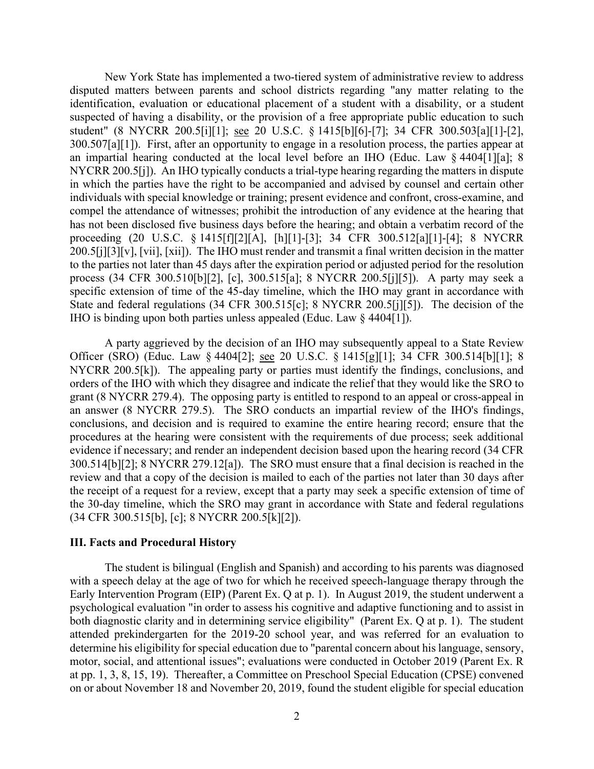New York State has implemented a two-tiered system of administrative review to address disputed matters between parents and school districts regarding "any matter relating to the identification, evaluation or educational placement of a student with a disability, or a student suspected of having a disability, or the provision of a free appropriate public education to such student" (8 NYCRR 200.5[i][1]; see 20 U.S.C. § 1415[b][6]-[7]; 34 CFR 300.503[a][1]-[2], 300.507[a][1]). First, after an opportunity to engage in a resolution process, the parties appear at an impartial hearing conducted at the local level before an IHO (Educ. Law § 4404[1][a]; 8 NYCRR 200.5[j]). An IHO typically conducts a trial-type hearing regarding the matters in dispute in which the parties have the right to be accompanied and advised by counsel and certain other individuals with special knowledge or training; present evidence and confront, cross-examine, and compel the attendance of witnesses; prohibit the introduction of any evidence at the hearing that has not been disclosed five business days before the hearing; and obtain a verbatim record of the proceeding (20 U.S.C. § 1415[f][2][A], [h][1]-[3]; 34 CFR 300.512[a][1]-[4]; 8 NYCRR 200.5[j][3][v], [vii], [xii]). The IHO must render and transmit a final written decision in the matter to the parties not later than 45 days after the expiration period or adjusted period for the resolution process (34 CFR 300.510[b][2], [c], 300.515[a]; 8 NYCRR 200.5[j][5]). A party may seek a specific extension of time of the 45-day timeline, which the IHO may grant in accordance with State and federal regulations (34 CFR 300.515[c]; 8 NYCRR 200.5[j][5]). The decision of the IHO is binding upon both parties unless appealed (Educ. Law § 4404[1]).

A party aggrieved by the decision of an IHO may subsequently appeal to a State Review Officer (SRO) (Educ. Law § 4404[2]; see 20 U.S.C. § 1415[g][1]; 34 CFR 300.514[b][1]; 8 NYCRR 200.5[k]). The appealing party or parties must identify the findings, conclusions, and orders of the IHO with which they disagree and indicate the relief that they would like the SRO to grant (8 NYCRR 279.4). The opposing party is entitled to respond to an appeal or cross-appeal in an answer (8 NYCRR 279.5). The SRO conducts an impartial review of the IHO's findings, conclusions, and decision and is required to examine the entire hearing record; ensure that the procedures at the hearing were consistent with the requirements of due process; seek additional evidence if necessary; and render an independent decision based upon the hearing record (34 CFR 300.514[b][2]; 8 NYCRR 279.12[a]). The SRO must ensure that a final decision is reached in the review and that a copy of the decision is mailed to each of the parties not later than 30 days after the receipt of a request for a review, except that a party may seek a specific extension of time of the 30-day timeline, which the SRO may grant in accordance with State and federal regulations (34 CFR 300.515[b], [c]; 8 NYCRR 200.5[k][2]).

## III. Facts and Procedural History

The student is bilingual (English and Spanish) and according to his parents was diagnosed with a speech delay at the age of two for which he received speech-language therapy through the Early Intervention Program (EIP) (Parent Ex. Q at p. 1). In August 2019, the student underwent a psychological evaluation "in order to assess his cognitive and adaptive functioning and to assist in both diagnostic clarity and in determining service eligibility" (Parent Ex. Q at p. 1). The student attended prekindergarten for the 2019-20 school year, and was referred for an evaluation to determine his eligibility for special education due to "parental concern about his language, sensory, motor, social, and attentional issues"; evaluations were conducted in October 2019 (Parent Ex. R at pp. 1, 3, 8, 15, 19). Thereafter, a Committee on Preschool Special Education (CPSE) convened on or about November 18 and November 20, 2019, found the student eligible for special education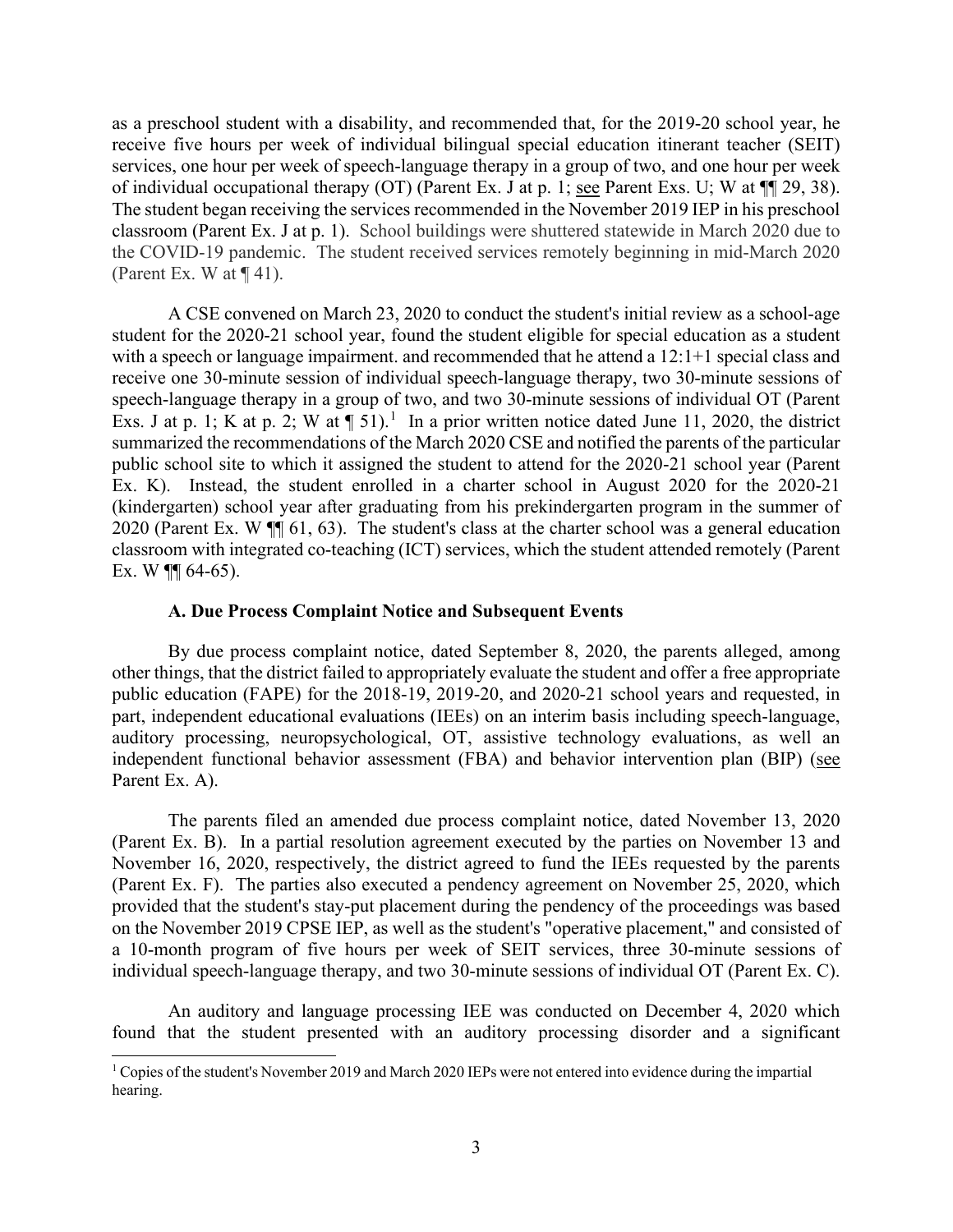as a preschool student with a disability, and recommended that, for the 2019-20 school year, he receive five hours per week of individual bilingual special education itinerant teacher (SEIT) services, one hour per week of speech-language therapy in a group of two, and one hour per week of individual occupational therapy (OT) (Parent Ex. J at p. 1; see Parent Exs. U; W at ¶¶ 29, 38). The student began receiving the services recommended in the November 2019 IEP in his preschool classroom (Parent Ex. J at p. 1). School buildings were shuttered statewide in March 2020 due to the COVID-19 pandemic. The student received services remotely beginning in mid-March 2020 (Parent Ex. W at ¶ 41).

A CSE convened on March 23, 2020 to conduct the student's initial review as a school-age student for the 2020-21 school year, found the student eligible for special education as a student with a speech or language impairment. and recommended that he attend a 12:1+1 special class and receive one 30-minute session of individual speech-language therapy, two 30-minute sessions of speech-language therapy in a group of two, and two 30-minute sessions of individual OT (Parent Exs. J at p. 1; K at p. 2; W at ¶ 51).[1] In a prior written notice dated June 11, 2020, the district summarized the recommendations of the March 2020 CSE and notified the parents of the particular public school site to which it assigned the student to attend for the 2020-21 school year (Parent Ex. K). Instead, the student enrolled in a charter school in August 2020 for the 2020-21 (kindergarten) school year after graduating from his prekindergarten program in the summer of 2020 (Parent Ex. W ¶¶ 61, 63). The student's class at the charter school was a general education classroom with integrated co-teaching (ICT) services, which the student attended remotely (Parent Ex. W ¶¶ 64-65).

### A. Due Process Complaint Notice and Subsequent Events

By due process complaint notice, dated September 8, 2020, the parents alleged, among other things, that the district failed to appropriately evaluate the student and offer a free appropriate public education (FAPE) for the 2018-19, 2019-20, and 2020-21 school years and requested, in part, independent educational evaluations (IEEs) on an interim basis including speech-language, auditory processing, neuropsychological, OT, assistive technology evaluations, as well an independent functional behavior assessment (FBA) and behavior intervention plan (BIP) (see Parent Ex. A).

The parents filed an amended due process complaint notice, dated November 13, 2020 (Parent Ex. B). In a partial resolution agreement executed by the parties on November 13 and November 16, 2020, respectively, the district agreed to fund the IEEs requested by the parents (Parent Ex. F). The parties also executed a pendency agreement on November 25, 2020, which provided that the student's stay-put placement during the pendency of the proceedings was based on the November 2019 CPSE IEP, as well as the student's "operative placement," and consisted of a 10-month program of five hours per week of SEIT services, three 30-minute sessions of individual speech-language therapy, and two 30-minute sessions of individual OT (Parent Ex. C).

An auditory and language processing IEE was conducted on December 4, 2020 which found that the student presented with an auditory processing disorder and a significant

[1] Copies of the student's November 2019 and March 2020 IEPs were not entered into evidence during the impartial hearing.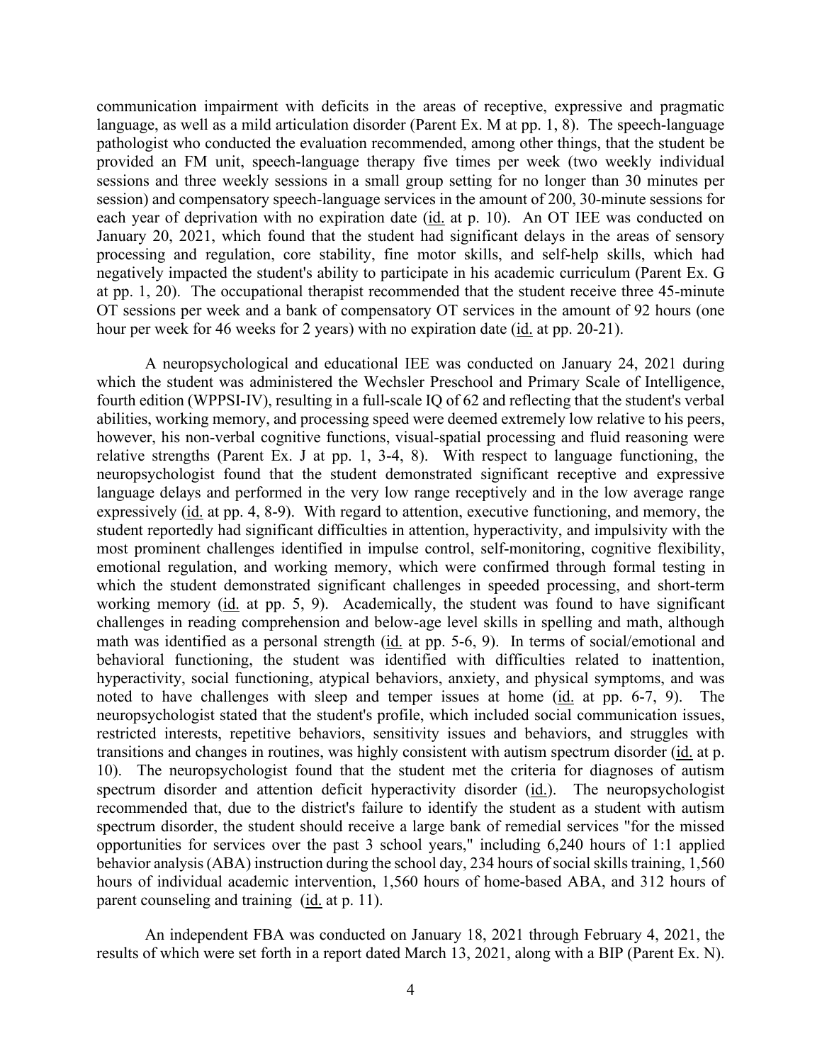communication impairment with deficits in the areas of receptive, expressive and pragmatic language, as well as a mild articulation disorder (Parent Ex. M at pp. 1, 8). The speech-language pathologist who conducted the evaluation recommended, among other things, that the student be provided an FM unit, speech-language therapy five times per week (two weekly individual sessions and three weekly sessions in a small group setting for no longer than 30 minutes per session) and compensatory speech-language services in the amount of 200, 30-minute sessions for each year of deprivation with no expiration date (id. at p. 10). An OT IEE was conducted on January 20, 2021, which found that the student had significant delays in the areas of sensory processing and regulation, core stability, fine motor skills, and self-help skills, which had negatively impacted the student's ability to participate in his academic curriculum (Parent Ex. G at pp. 1, 20). The occupational therapist recommended that the student receive three 45-minute OT sessions per week and a bank of compensatory OT services in the amount of 92 hours (one hour per week for 46 weeks for 2 years) with no expiration date (id. at pp. 20-21).

A neuropsychological and educational IEE was conducted on January 24, 2021 during which the student was administered the Wechsler Preschool and Primary Scale of Intelligence, fourth edition (WPPSI-IV), resulting in a full-scale IQ of 62 and reflecting that the student's verbal abilities, working memory, and processing speed were deemed extremely low relative to his peers, however, his non-verbal cognitive functions, visual-spatial processing and fluid reasoning were relative strengths (Parent Ex. J at pp. 1, 3-4, 8). With respect to language functioning, the neuropsychologist found that the student demonstrated significant receptive and expressive language delays and performed in the very low range receptively and in the low average range expressively (id. at pp. 4, 8-9). With regard to attention, executive functioning, and memory, the student reportedly had significant difficulties in attention, hyperactivity, and impulsivity with the most prominent challenges identified in impulse control, self-monitoring, cognitive flexibility, emotional regulation, and working memory, which were confirmed through formal testing in which the student demonstrated significant challenges in speeded processing, and short-term working memory (id. at pp. 5, 9). Academically, the student was found to have significant challenges in reading comprehension and below-age level skills in spelling and math, although math was identified as a personal strength (id. at pp. 5-6, 9). In terms of social/emotional and behavioral functioning, the student was identified with difficulties related to inattention, hyperactivity, social functioning, atypical behaviors, anxiety, and physical symptoms, and was noted to have challenges with sleep and temper issues at home (id. at pp. 6-7, 9). The neuropsychologist stated that the student's profile, which included social communication issues, restricted interests, repetitive behaviors, sensitivity issues and behaviors, and struggles with transitions and changes in routines, was highly consistent with autism spectrum disorder (id. at p. 10). The neuropsychologist found that the student met the criteria for diagnoses of autism spectrum disorder and attention deficit hyperactivity disorder (id.). The neuropsychologist recommended that, due to the district's failure to identify the student as a student with autism spectrum disorder, the student should receive a large bank of remedial services "for the missed opportunities for services over the past 3 school years," including 6,240 hours of 1:1 applied behavior analysis (ABA) instruction during the school day, 234 hours of social skills training, 1,560 hours of individual academic intervention, 1,560 hours of home-based ABA, and 312 hours of parent counseling and training (id. at p. 11).

An independent FBA was conducted on January 18, 2021 through February 4, 2021, the results of which were set forth in a report dated March 13, 2021, along with a BIP (Parent Ex. N).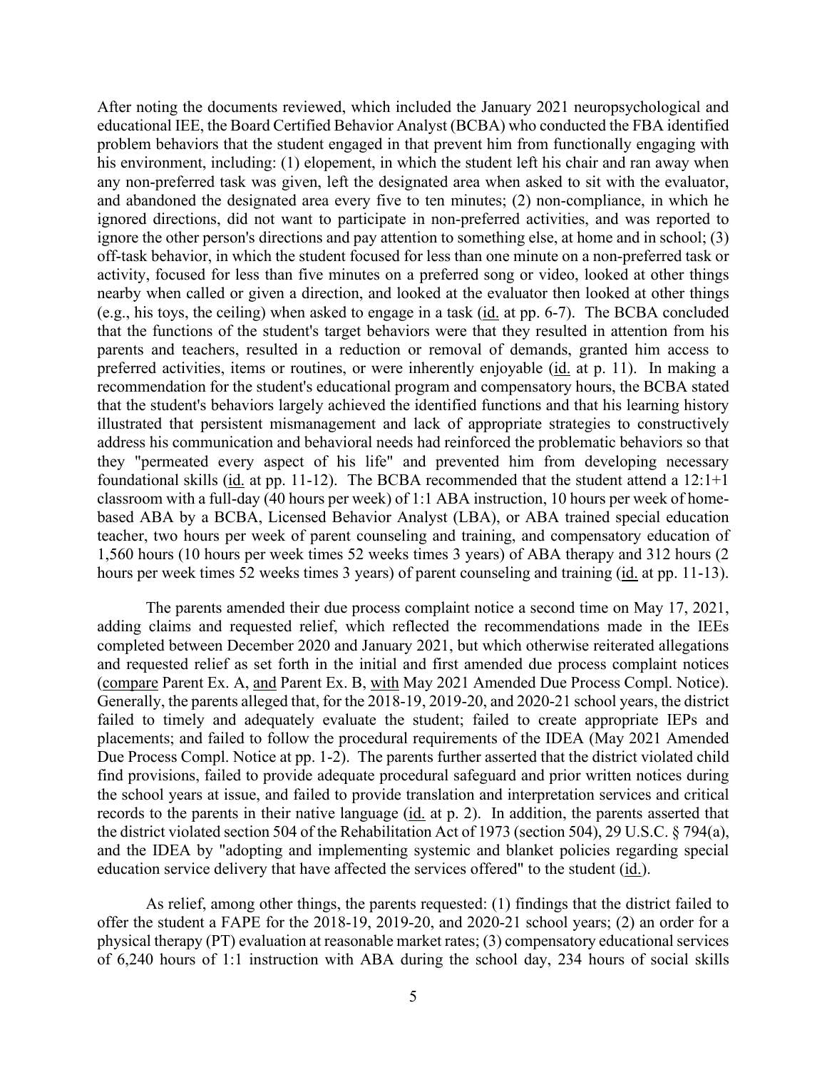After noting the documents reviewed, which included the January 2021 neuropsychological and educational IEE, the Board Certified Behavior Analyst (BCBA) who conducted the FBA identified problem behaviors that the student engaged in that prevent him from functionally engaging with his environment, including: (1) elopement, in which the student left his chair and ran away when any non-preferred task was given, left the designated area when asked to sit with the evaluator, and abandoned the designated area every five to ten minutes; (2) non-compliance, in which he ignored directions, did not want to participate in non-preferred activities, and was reported to ignore the other person's directions and pay attention to something else, at home and in school; (3) off-task behavior, in which the student focused for less than one minute on a non-preferred task or activity, focused for less than five minutes on a preferred song or video, looked at other things nearby when called or given a direction, and looked at the evaluator then looked at other things (e.g., his toys, the ceiling) when asked to engage in a task (id. at pp. 6-7). The BCBA concluded that the functions of the student's target behaviors were that they resulted in attention from his parents and teachers, resulted in a reduction or removal of demands, granted him access to preferred activities, items or routines, or were inherently enjoyable (id. at p. 11). In making a recommendation for the student's educational program and compensatory hours, the BCBA stated that the student's behaviors largely achieved the identified functions and that his learning history illustrated that persistent mismanagement and lack of appropriate strategies to constructively address his communication and behavioral needs had reinforced the problematic behaviors so that they "permeated every aspect of his life" and prevented him from developing necessary foundational skills (id. at pp. 11-12). The BCBA recommended that the student attend a 12:1+1 classroom with a full-day (40 hours per week) of 1:1 ABA instruction, 10 hours per week of home-based ABA by a BCBA, Licensed Behavior Analyst (LBA), or ABA trained special education teacher, two hours per week of parent counseling and training, and compensatory education of 1,560 hours (10 hours per week times 52 weeks times 3 years) of ABA therapy and 312 hours (2 hours per week times 52 weeks times 3 years) of parent counseling and training (id. at pp. 11-13).

The parents amended their due process complaint notice a second time on May 17, 2021, adding claims and requested relief, which reflected the recommendations made in the IEEs completed between December 2020 and January 2021, but which otherwise reiterated allegations and requested relief as set forth in the initial and first amended due process complaint notices (compare Parent Ex. A, and Parent Ex. B, with May 2021 Amended Due Process Compl. Notice). Generally, the parents alleged that, for the 2018-19, 2019-20, and 2020-21 school years, the district failed to timely and adequately evaluate the student; failed to create appropriate IEPs and placements; and failed to follow the procedural requirements of the IDEA (May 2021 Amended Due Process Compl. Notice at pp. 1-2). The parents further asserted that the district violated child find provisions, failed to provide adequate procedural safeguard and prior written notices during the school years at issue, and failed to provide translation and interpretation services and critical records to the parents in their native language (id. at p. 2). In addition, the parents asserted that the district violated section 504 of the Rehabilitation Act of 1973 (section 504), 29 U.S.C. § 794(a), and the IDEA by "adopting and implementing systemic and blanket policies regarding special education service delivery that have affected the services offered" to the student (id.).

As relief, among other things, the parents requested: (1) findings that the district failed to offer the student a FAPE for the 2018-19, 2019-20, and 2020-21 school years; (2) an order for a physical therapy (PT) evaluation at reasonable market rates; (3) compensatory educational services of 6,240 hours of 1:1 instruction with ABA during the school day, 234 hours of social skills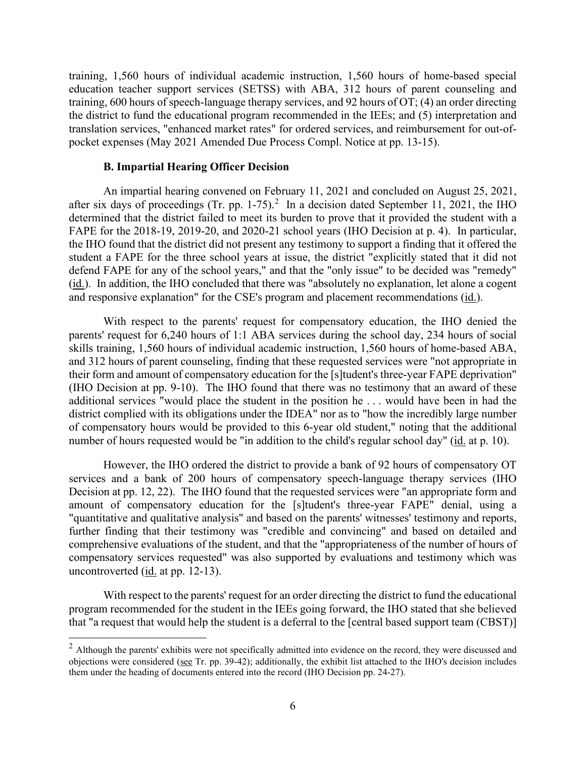training, 1,560 hours of individual academic instruction, 1,560 hours of home-based special education teacher support services (SETSS) with ABA, 312 hours of parent counseling and training, 600 hours of speech-language therapy services, and 92 hours of OT; (4) an order directing the district to fund the educational program recommended in the IEEs; and (5) interpretation and translation services, "enhanced market rates" for ordered services, and reimbursement for out-of-pocket expenses (May 2021 Amended Due Process Compl. Notice at pp. 13-15).

### B. Impartial Hearing Officer Decision

An impartial hearing convened on February 11, 2021 and concluded on August 25, 2021, after six days of proceedings (Tr. pp. 1-75).[2] In a decision dated September 11, 2021, the IHO determined that the district failed to meet its burden to prove that it provided the student with a FAPE for the 2018-19, 2019-20, and 2020-21 school years (IHO Decision at p. 4). In particular, the IHO found that the district did not present any testimony to support a finding that it offered the student a FAPE for the three school years at issue, the district "explicitly stated that it did not defend FAPE for any of the school years," and that the "only issue" to be decided was "remedy" (id.). In addition, the IHO concluded that there was "absolutely no explanation, let alone a cogent and responsive explanation" for the CSE's program and placement recommendations (id.).

With respect to the parents' request for compensatory education, the IHO denied the parents' request for 6,240 hours of 1:1 ABA services during the school day, 234 hours of social skills training, 1,560 hours of individual academic instruction, 1,560 hours of home-based ABA, and 312 hours of parent counseling, finding that these requested services were "not appropriate in their form and amount of compensatory education for the [s]tudent's three-year FAPE deprivation" (IHO Decision at pp. 9-10). The IHO found that there was no testimony that an award of these additional services "would place the student in the position he . . . would have been in had the district complied with its obligations under the IDEA" nor as to "how the incredibly large number of compensatory hours would be provided to this 6-year old student," noting that the additional number of hours requested would be "in addition to the child's regular school day" (id. at p. 10).

However, the IHO ordered the district to provide a bank of 92 hours of compensatory OT services and a bank of 200 hours of compensatory speech-language therapy services (IHO Decision at pp. 12, 22). The IHO found that the requested services were "an appropriate form and amount of compensatory education for the [s]tudent's three-year FAPE" denial, using a "quantitative and qualitative analysis" and based on the parents' witnesses' testimony and reports, further finding that their testimony was "credible and convincing" and based on detailed and comprehensive evaluations of the student, and that the "appropriateness of the number of hours of compensatory services requested" was also supported by evaluations and testimony which was uncontroverted (id. at pp. 12-13).

With respect to the parents' request for an order directing the district to fund the educational program recommended for the student in the IEEs going forward, the IHO stated that she believed that "a request that would help the student is a deferral to the [central based support team (CBST)]

[2] Although the parents' exhibits were not specifically admitted into evidence on the record, they were discussed and objections were considered (see Tr. pp. 39-42); additionally, the exhibit list attached to the IHO's decision includes them under the heading of documents entered into the record (IHO Decision pp. 24-27).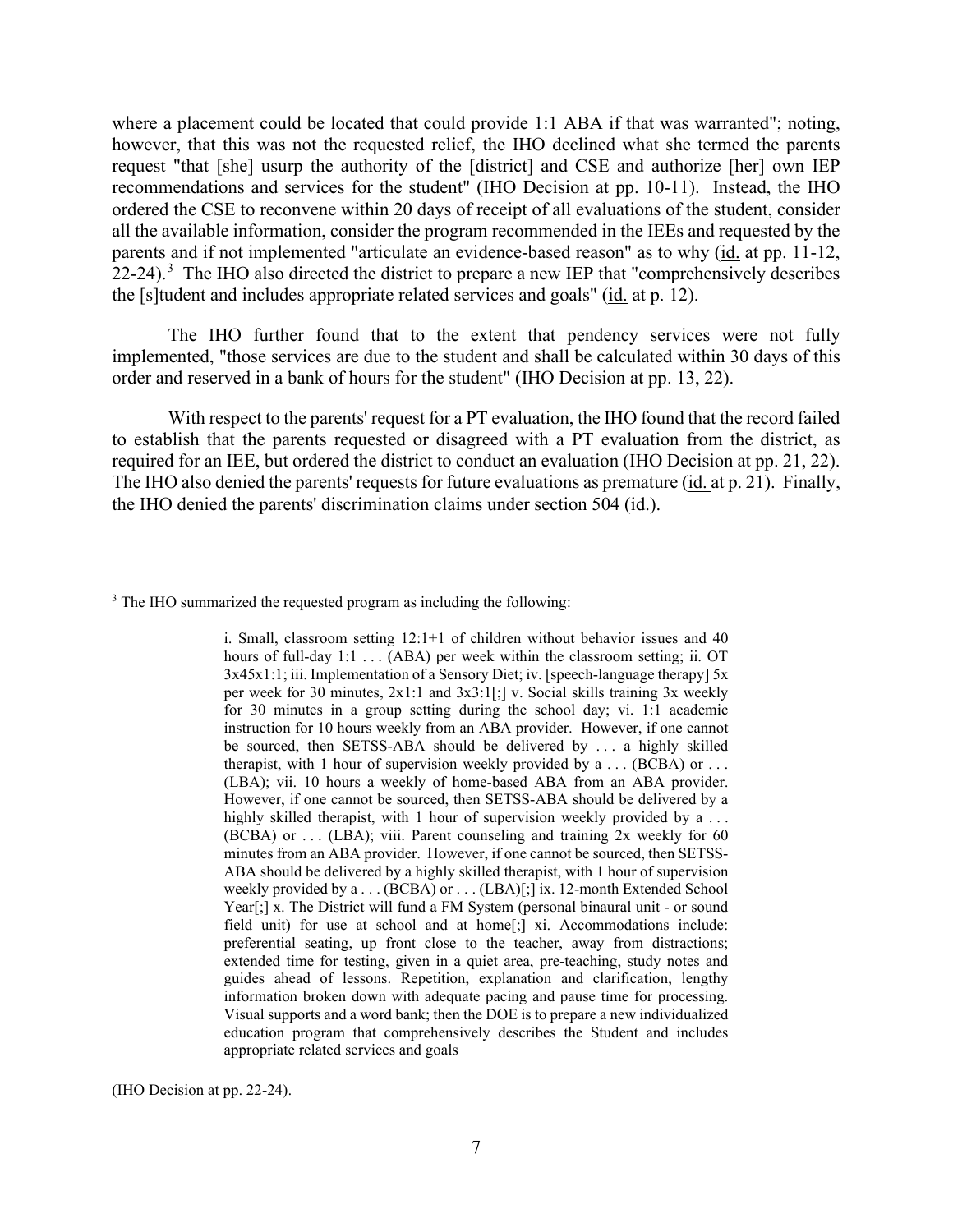where a placement could be located that could provide 1:1 ABA if that was warranted"; noting, however, that this was not the requested relief, the IHO declined what she termed the parents request "that [she] usurp the authority of the [district] and CSE and authorize [her] own IEP recommendations and services for the student" (IHO Decision at pp. 10-11). Instead, the IHO ordered the CSE to reconvene within 20 days of receipt of all evaluations of the student, consider all the available information, consider the program recommended in the IEEs and requested by the parents and if not implemented "articulate an evidence-based reason" as to why (id. at pp. 11-12, 22-24).[3] The IHO also directed the district to prepare a new IEP that "comprehensively describes the [s]tudent and includes appropriate related services and goals" (id. at p. 12).

The IHO further found that to the extent that pendency services were not fully implemented, "those services are due to the student and shall be calculated within 30 days of this order and reserved in a bank of hours for the student" (IHO Decision at pp. 13, 22).

With respect to the parents' request for a PT evaluation, the IHO found that the record failed to establish that the parents requested or disagreed with a PT evaluation from the district, as required for an IEE, but ordered the district to conduct an evaluation (IHO Decision at pp. 21, 22). The IHO also denied the parents' requests for future evaluations as premature (id. at p. 21). Finally, the IHO denied the parents' discrimination claims under section 504 (id.).

---

[3] The IHO summarized the requested program as including the following:

> i. Small, classroom setting 12:1+1 of children without behavior issues and 40 hours of full-day 1:1 . . . (ABA) per week within the classroom setting; ii. OT 3x45x1:1; iii. Implementation of a Sensory Diet; iv. [speech-language therapy] 5x per week for 30 minutes, 2x1:1 and 3x3:1[;] v. Social skills training 3x weekly for 30 minutes in a group setting during the school day; vi. 1:1 academic instruction for 10 hours weekly from an ABA provider. However, if one cannot be sourced, then SETSS-ABA should be delivered by . . . a highly skilled therapist, with 1 hour of supervision weekly provided by a . . . (BCBA) or . . . (LBA); vii. 10 hours a weekly of home-based ABA from an ABA provider. However, if one cannot be sourced, then SETSS-ABA should be delivered by a highly skilled therapist, with 1 hour of supervision weekly provided by a . . . (BCBA) or . . . (LBA); viii. Parent counseling and training 2x weekly for 60 minutes from an ABA provider. However, if one cannot be sourced, then SETSS-ABA should be delivered by a highly skilled therapist, with 1 hour of supervision weekly provided by a . . . (BCBA) or . . . (LBA)[;] ix. 12-month Extended School Year[;] x. The District will fund a FM System (personal binaural unit - or sound field unit) for use at school and at home[;] xi. Accommodations include: preferential seating, up front close to the teacher, away from distractions; extended time for testing, given in a quiet area, pre-teaching, study notes and guides ahead of lessons. Repetition, explanation and clarification, lengthy information broken down with adequate pacing and pause time for processing. Visual supports and a word bank; then the DOE is to prepare a new individualized education program that comprehensively describes the Student and includes appropriate related services and goals

(IHO Decision at pp. 22-24).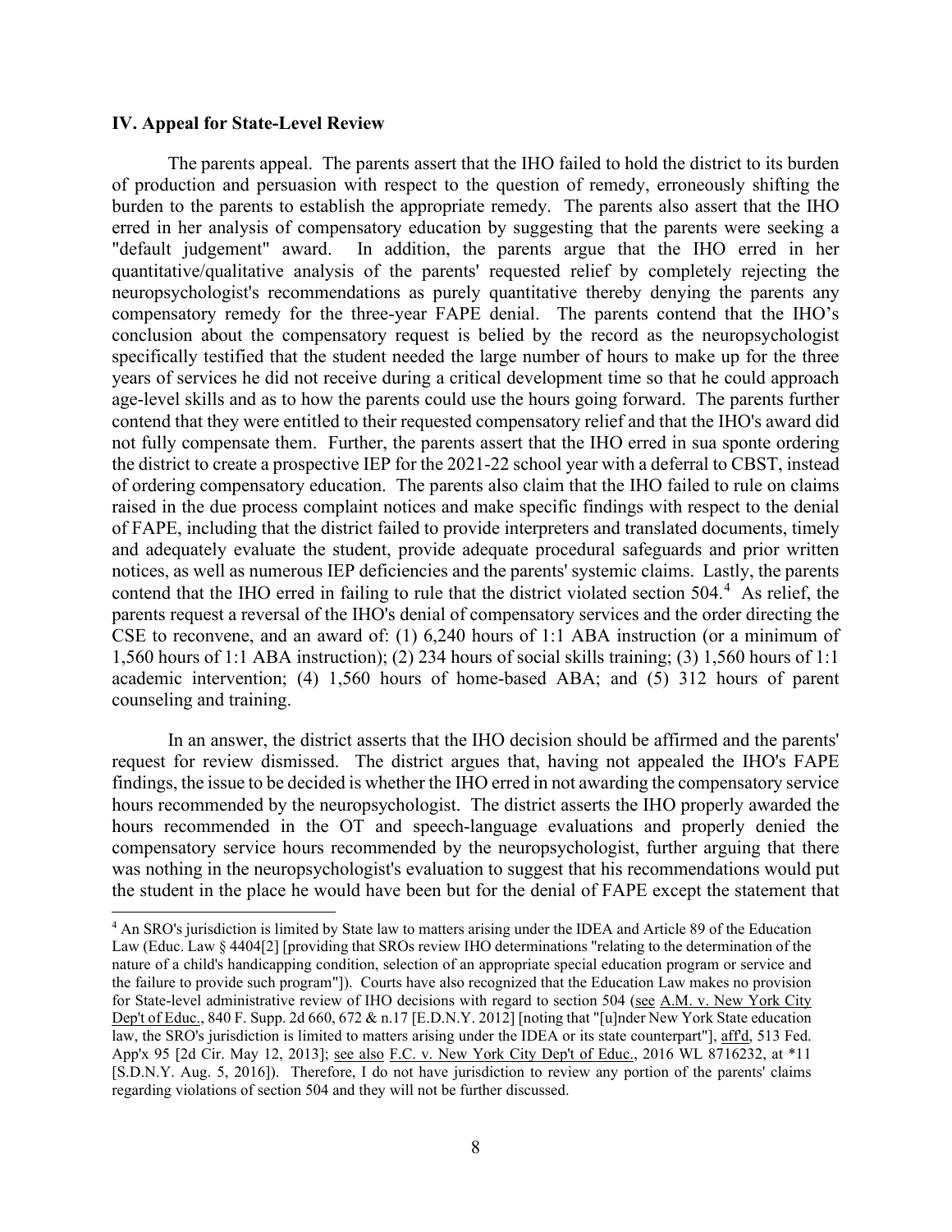## IV. Appeal for State-Level Review

The parents appeal. The parents assert that the IHO failed to hold the district to its burden of production and persuasion with respect to the question of remedy, erroneously shifting the burden to the parents to establish the appropriate remedy. The parents also assert that the IHO erred in her analysis of compensatory education by suggesting that the parents were seeking a "default judgement" award. In addition, the parents argue that the IHO erred in her quantitative/qualitative analysis of the parents' requested relief by completely rejecting the neuropsychologist's recommendations as purely quantitative thereby denying the parents any compensatory remedy for the three-year FAPE denial. The parents contend that the IHO's conclusion about the compensatory request is belied by the record as the neuropsychologist specifically testified that the student needed the large number of hours to make up for the three years of services he did not receive during a critical development time so that he could approach age-level skills and as to how the parents could use the hours going forward. The parents further contend that they were entitled to their requested compensatory relief and that the IHO's award did not fully compensate them. Further, the parents assert that the IHO erred in sua sponte ordering the district to create a prospective IEP for the 2021-22 school year with a deferral to CBST, instead of ordering compensatory education. The parents also claim that the IHO failed to rule on claims raised in the due process complaint notices and make specific findings with respect to the denial of FAPE, including that the district failed to provide interpreters and translated documents, timely and adequately evaluate the student, provide adequate procedural safeguards and prior written notices, as well as numerous IEP deficiencies and the parents' systemic claims. Lastly, the parents contend that the IHO erred in failing to rule that the district violated section 504.[4] As relief, the parents request a reversal of the IHO's denial of compensatory services and the order directing the CSE to reconvene, and an award of: (1) 6,240 hours of 1:1 ABA instruction (or a minimum of 1,560 hours of 1:1 ABA instruction); (2) 234 hours of social skills training; (3) 1,560 hours of 1:1 academic intervention; (4) 1,560 hours of home-based ABA; and (5) 312 hours of parent counseling and training.

In an answer, the district asserts that the IHO decision should be affirmed and the parents' request for review dismissed. The district argues that, having not appealed the IHO's FAPE findings, the issue to be decided is whether the IHO erred in not awarding the compensatory service hours recommended by the neuropsychologist. The district asserts the IHO properly awarded the hours recommended in the OT and speech-language evaluations and properly denied the compensatory service hours recommended by the neuropsychologist, further arguing that there was nothing in the neuropsychologist's evaluation to suggest that his recommendations would put the student in the place he would have been but for the denial of FAPE except the statement that

[4] An SRO's jurisdiction is limited by State law to matters arising under the IDEA and Article 89 of the Education Law (Educ. Law § 4404[2] [providing that SROs review IHO determinations "relating to the determination of the nature of a child's handicapping condition, selection of an appropriate special education program or service and the failure to provide such program"]). Courts have also recognized that the Education Law makes no provision for State-level administrative review of IHO decisions with regard to section 504 (see A.M. v. New York City Dep't of Educ., 840 F. Supp. 2d 660, 672 & n.17 [E.D.N.Y. 2012] [noting that "[u]nder New York State education law, the SRO's jurisdiction is limited to matters arising under the IDEA or its state counterpart"], aff'd, 513 Fed. App'x 95 [2d Cir. May 12, 2013]; see also F.C. v. New York City Dep't of Educ., 2016 WL 8716232, at *11 [S.D.N.Y. Aug. 5, 2016]). Therefore, I do not have jurisdiction to review any portion of the parents' claims regarding violations of section 504 and they will not be further discussed.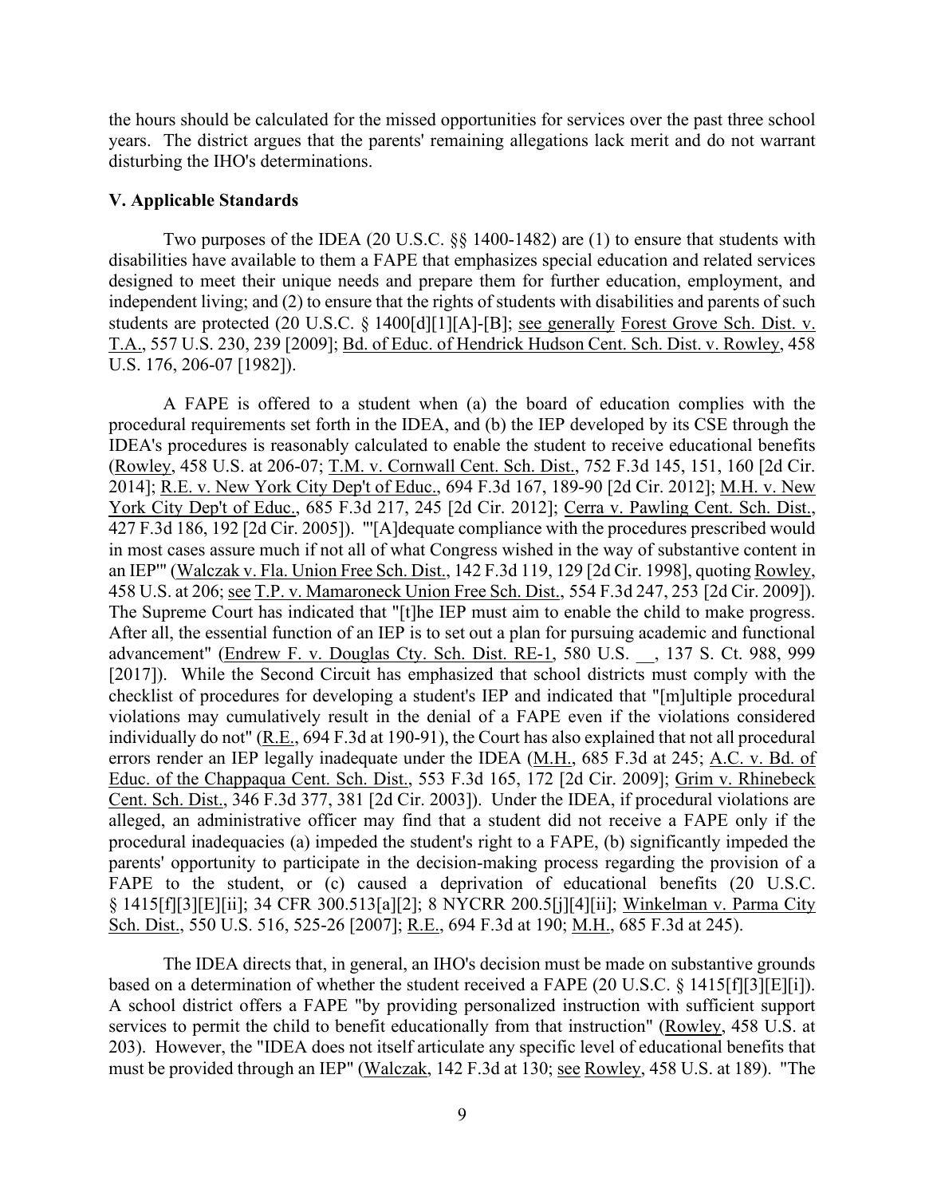the hours should be calculated for the missed opportunities for services over the past three school years. The district argues that the parents' remaining allegations lack merit and do not warrant disturbing the IHO's determinations.

## V. Applicable Standards

Two purposes of the IDEA (20 U.S.C. §§ 1400-1482) are (1) to ensure that students with disabilities have available to them a FAPE that emphasizes special education and related services designed to meet their unique needs and prepare them for further education, employment, and independent living; and (2) to ensure that the rights of students with disabilities and parents of such students are protected (20 U.S.C. § 1400[d][1][A]-[B]; see generally Forest Grove Sch. Dist. v. T.A., 557 U.S. 230, 239 [2009]; Bd. of Educ. of Hendrick Hudson Cent. Sch. Dist. v. Rowley, 458 U.S. 176, 206-07 [1982]).

A FAPE is offered to a student when (a) the board of education complies with the procedural requirements set forth in the IDEA, and (b) the IEP developed by its CSE through the IDEA's procedures is reasonably calculated to enable the student to receive educational benefits (Rowley, 458 U.S. at 206-07; T.M. v. Cornwall Cent. Sch. Dist., 752 F.3d 145, 151, 160 [2d Cir. 2014]; R.E. v. New York City Dep't of Educ., 694 F.3d 167, 189-90 [2d Cir. 2012]; M.H. v. New York City Dep't of Educ., 685 F.3d 217, 245 [2d Cir. 2012]; Cerra v. Pawling Cent. Sch. Dist., 427 F.3d 186, 192 [2d Cir. 2005]). "'[A]dequate compliance with the procedures prescribed would in most cases assure much if not all of what Congress wished in the way of substantive content in an IEP'" (Walczak v. Fla. Union Free Sch. Dist., 142 F.3d 119, 129 [2d Cir. 1998], quoting Rowley, 458 U.S. at 206; see T.P. v. Mamaroneck Union Free Sch. Dist., 554 F.3d 247, 253 [2d Cir. 2009]). The Supreme Court has indicated that "[t]he IEP must aim to enable the child to make progress. After all, the essential function of an IEP is to set out a plan for pursuing academic and functional advancement" (Endrew F. v. Douglas Cty. Sch. Dist. RE-1, 580 U.S. __, 137 S. Ct. 988, 999 [2017]). While the Second Circuit has emphasized that school districts must comply with the checklist of procedures for developing a student's IEP and indicated that "[m]ultiple procedural violations may cumulatively result in the denial of a FAPE even if the violations considered individually do not" (R.E., 694 F.3d at 190-91), the Court has also explained that not all procedural errors render an IEP legally inadequate under the IDEA (M.H., 685 F.3d at 245; A.C. v. Bd. of Educ. of the Chappaqua Cent. Sch. Dist., 553 F.3d 165, 172 [2d Cir. 2009]; Grim v. Rhinebeck Cent. Sch. Dist., 346 F.3d 377, 381 [2d Cir. 2003]). Under the IDEA, if procedural violations are alleged, an administrative officer may find that a student did not receive a FAPE only if the procedural inadequacies (a) impeded the student's right to a FAPE, (b) significantly impeded the parents' opportunity to participate in the decision-making process regarding the provision of a FAPE to the student, or (c) caused a deprivation of educational benefits (20 U.S.C. § 1415[f][3][E][ii]; 34 CFR 300.513[a][2]; 8 NYCRR 200.5[j][4][ii]; Winkelman v. Parma City Sch. Dist., 550 U.S. 516, 525-26 [2007]; R.E., 694 F.3d at 190; M.H., 685 F.3d at 245).

The IDEA directs that, in general, an IHO's decision must be made on substantive grounds based on a determination of whether the student received a FAPE (20 U.S.C. § 1415[f][3][E][i]). A school district offers a FAPE "by providing personalized instruction with sufficient support services to permit the child to benefit educationally from that instruction" (Rowley, 458 U.S. at 203). However, the "IDEA does not itself articulate any specific level of educational benefits that must be provided through an IEP" (Walczak, 142 F.3d at 130; see Rowley, 458 U.S. at 189). "The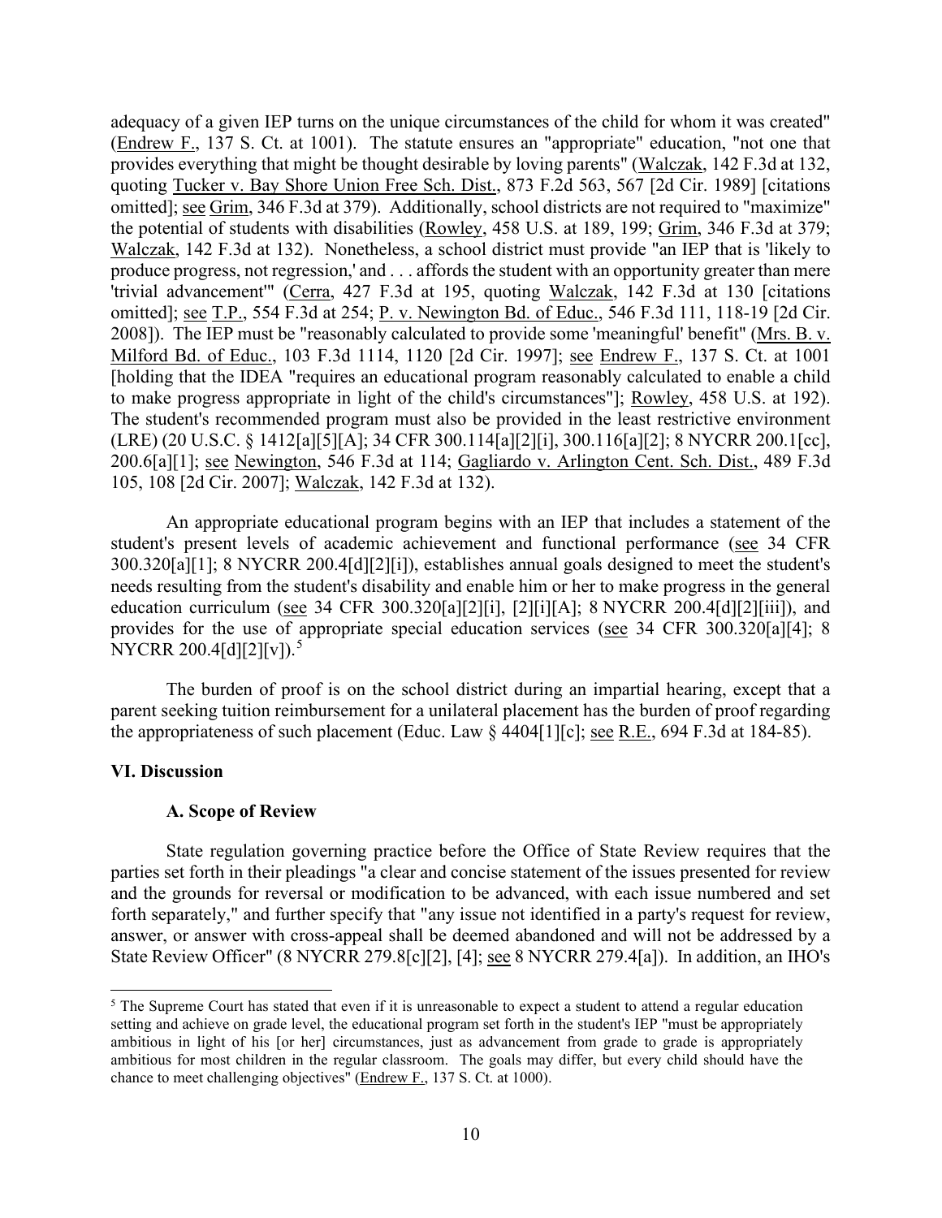adequacy of a given IEP turns on the unique circumstances of the child for whom it was created" (Endrew F., 137 S. Ct. at 1001). The statute ensures an "appropriate" education, "not one that provides everything that might be thought desirable by loving parents" (Walczak, 142 F.3d at 132, quoting Tucker v. Bay Shore Union Free Sch. Dist., 873 F.2d 563, 567 [2d Cir. 1989] [citations omitted]; see Grim, 346 F.3d at 379). Additionally, school districts are not required to "maximize" the potential of students with disabilities (Rowley, 458 U.S. at 189, 199; Grim, 346 F.3d at 379; Walczak, 142 F.3d at 132). Nonetheless, a school district must provide "an IEP that is 'likely to produce progress, not regression,' and . . . affords the student with an opportunity greater than mere 'trivial advancement'" (Cerra, 427 F.3d at 195, quoting Walczak, 142 F.3d at 130 [citations omitted]; see T.P., 554 F.3d at 254; P. v. Newington Bd. of Educ., 546 F.3d 111, 118-19 [2d Cir. 2008]). The IEP must be "reasonably calculated to provide some 'meaningful' benefit" (Mrs. B. v. Milford Bd. of Educ., 103 F.3d 1114, 1120 [2d Cir. 1997]; see Endrew F., 137 S. Ct. at 1001 [holding that the IDEA "requires an educational program reasonably calculated to enable a child to make progress appropriate in light of the child's circumstances"]; Rowley, 458 U.S. at 192). The student's recommended program must also be provided in the least restrictive environment (LRE) (20 U.S.C. § 1412[a][5][A]; 34 CFR 300.114[a][2][i], 300.116[a][2]; 8 NYCRR 200.1[cc], 200.6[a][1]; see Newington, 546 F.3d at 114; Gagliardo v. Arlington Cent. Sch. Dist., 489 F.3d 105, 108 [2d Cir. 2007]; Walczak, 142 F.3d at 132).

An appropriate educational program begins with an IEP that includes a statement of the student's present levels of academic achievement and functional performance (see 34 CFR 300.320[a][1]; 8 NYCRR 200.4[d][2][i]), establishes annual goals designed to meet the student's needs resulting from the student's disability and enable him or her to make progress in the general education curriculum (see 34 CFR 300.320[a][2][i], [2][i][A]; 8 NYCRR 200.4[d][2][iii]), and provides for the use of appropriate special education services (see 34 CFR 300.320[a][4]; 8 NYCRR 200.4[d][2][v]).[5]

The burden of proof is on the school district during an impartial hearing, except that a parent seeking tuition reimbursement for a unilateral placement has the burden of proof regarding the appropriateness of such placement (Educ. Law § 4404[1][c]; see R.E., 694 F.3d at 184-85).

## VI. Discussion

### A. Scope of Review

State regulation governing practice before the Office of State Review requires that the parties set forth in their pleadings "a clear and concise statement of the issues presented for review and the grounds for reversal or modification to be advanced, with each issue numbered and set forth separately," and further specify that "any issue not identified in a party's request for review, answer, or answer with cross-appeal shall be deemed abandoned and will not be addressed by a State Review Officer" (8 NYCRR 279.8[c][2], [4]; see 8 NYCRR 279.4[a]). In addition, an IHO's

---

[5] The Supreme Court has stated that even if it is unreasonable to expect a student to attend a regular education setting and achieve on grade level, the educational program set forth in the student's IEP "must be appropriately ambitious in light of his [or her] circumstances, just as advancement from grade to grade is appropriately ambitious for most children in the regular classroom. The goals may differ, but every child should have the chance to meet challenging objectives" (Endrew F., 137 S. Ct. at 1000).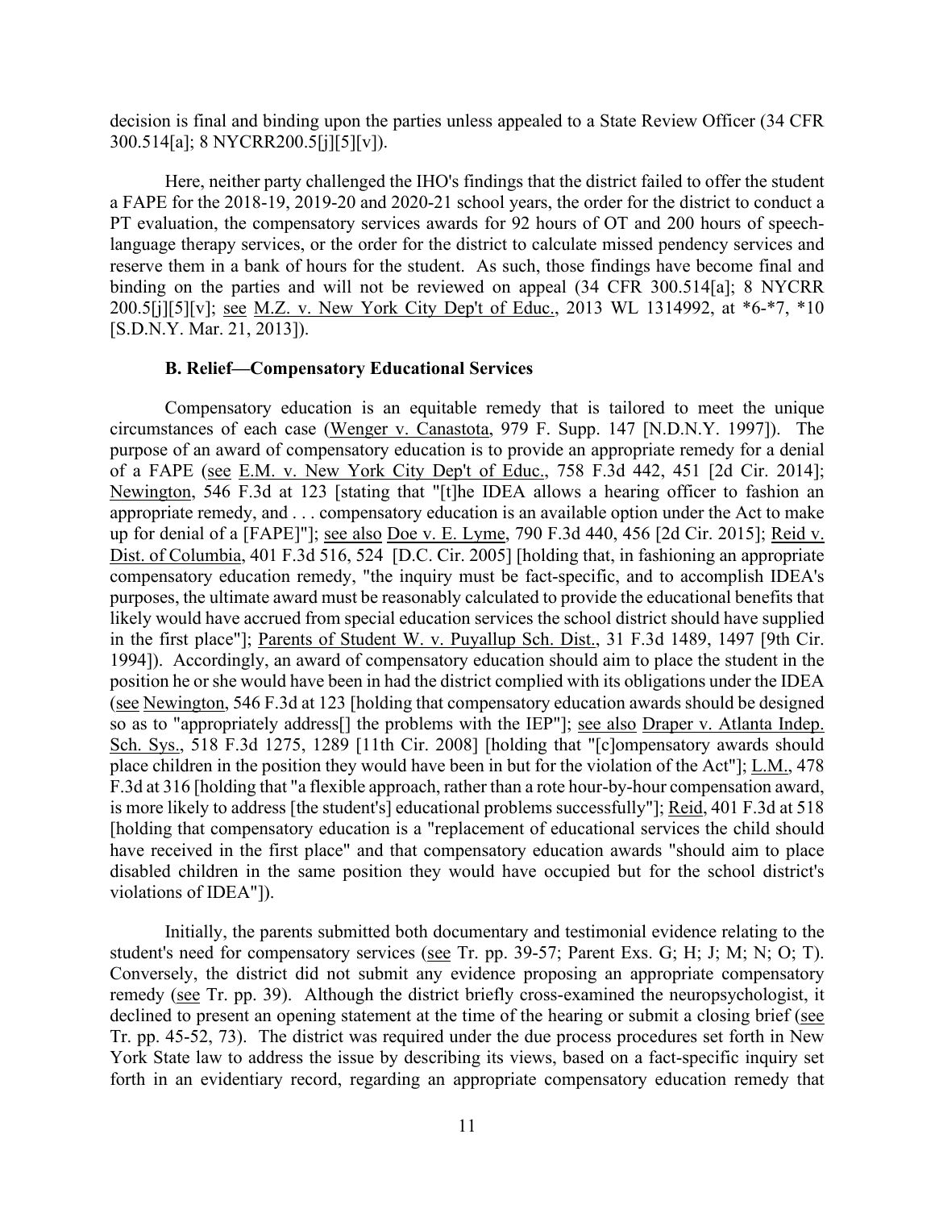decision is final and binding upon the parties unless appealed to a State Review Officer (34 CFR 300.514[a]; 8 NYCRR200.5[j][5][v]).

Here, neither party challenged the IHO's findings that the district failed to offer the student a FAPE for the 2018-19, 2019-20 and 2020-21 school years, the order for the district to conduct a PT evaluation, the compensatory services awards for 92 hours of OT and 200 hours of speech-language therapy services, or the order for the district to calculate missed pendency services and reserve them in a bank of hours for the student. As such, those findings have become final and binding on the parties and will not be reviewed on appeal (34 CFR 300.514[a]; 8 NYCRR 200.5[j][5][v]; see M.Z. v. New York City Dep't of Educ., 2013 WL 1314992, at *6-*7, *10 [S.D.N.Y. Mar. 21, 2013]).

### B. Relief—Compensatory Educational Services

Compensatory education is an equitable remedy that is tailored to meet the unique circumstances of each case (Wenger v. Canastota, 979 F. Supp. 147 [N.D.N.Y. 1997]). The purpose of an award of compensatory education is to provide an appropriate remedy for a denial of a FAPE (see E.M. v. New York City Dep't of Educ., 758 F.3d 442, 451 [2d Cir. 2014]; Newington, 546 F.3d at 123 [stating that "[t]he IDEA allows a hearing officer to fashion an appropriate remedy, and . . . compensatory education is an available option under the Act to make up for denial of a [FAPE]"]; see also Doe v. E. Lyme, 790 F.3d 440, 456 [2d Cir. 2015]; Reid v. Dist. of Columbia, 401 F.3d 516, 524 [D.C. Cir. 2005] [holding that, in fashioning an appropriate compensatory education remedy, "the inquiry must be fact-specific, and to accomplish IDEA's purposes, the ultimate award must be reasonably calculated to provide the educational benefits that likely would have accrued from special education services the school district should have supplied in the first place"]; Parents of Student W. v. Puyallup Sch. Dist., 31 F.3d 1489, 1497 [9th Cir. 1994]). Accordingly, an award of compensatory education should aim to place the student in the position he or she would have been in had the district complied with its obligations under the IDEA (see Newington, 546 F.3d at 123 [holding that compensatory education awards should be designed so as to "appropriately address[] the problems with the IEP"]; see also Draper v. Atlanta Indep. Sch. Sys., 518 F.3d 1275, 1289 [11th Cir. 2008] [holding that "[c]ompensatory awards should place children in the position they would have been in but for the violation of the Act"]; L.M., 478 F.3d at 316 [holding that "a flexible approach, rather than a rote hour-by-hour compensation award, is more likely to address [the student's] educational problems successfully"]; Reid, 401 F.3d at 518 [holding that compensatory education is a "replacement of educational services the child should have received in the first place" and that compensatory education awards "should aim to place disabled children in the same position they would have occupied but for the school district's violations of IDEA"]).

Initially, the parents submitted both documentary and testimonial evidence relating to the student's need for compensatory services (see Tr. pp. 39-57; Parent Exs. G; H; J; M; N; O; T). Conversely, the district did not submit any evidence proposing an appropriate compensatory remedy (see Tr. pp. 39). Although the district briefly cross-examined the neuropsychologist, it declined to present an opening statement at the time of the hearing or submit a closing brief (see Tr. pp. 45-52, 73). The district was required under the due process procedures set forth in New York State law to address the issue by describing its views, based on a fact-specific inquiry set forth in an evidentiary record, regarding an appropriate compensatory education remedy that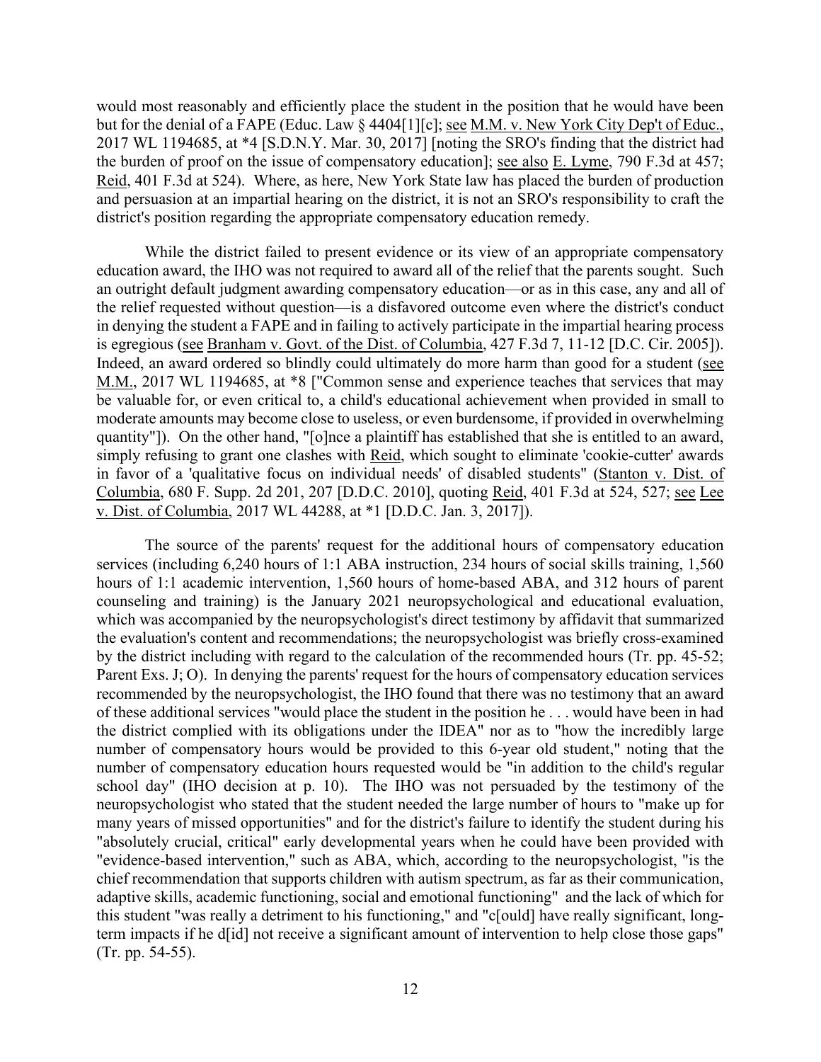would most reasonably and efficiently place the student in the position that he would have been but for the denial of a FAPE (Educ. Law § 4404[1][c]; see M.M. v. New York City Dep't of Educ., 2017 WL 1194685, at *4 [S.D.N.Y. Mar. 30, 2017] [noting the SRO's finding that the district had the burden of proof on the issue of compensatory education]; see also E. Lyme, 790 F.3d at 457; Reid, 401 F.3d at 524). Where, as here, New York State law has placed the burden of production and persuasion at an impartial hearing on the district, it is not an SRO's responsibility to craft the district's position regarding the appropriate compensatory education remedy.

While the district failed to present evidence or its view of an appropriate compensatory education award, the IHO was not required to award all of the relief that the parents sought. Such an outright default judgment awarding compensatory education—or as in this case, any and all of the relief requested without question—is a disfavored outcome even where the district's conduct in denying the student a FAPE and in failing to actively participate in the impartial hearing process is egregious (see Branham v. Govt. of the Dist. of Columbia, 427 F.3d 7, 11-12 [D.C. Cir. 2005]). Indeed, an award ordered so blindly could ultimately do more harm than good for a student (see M.M., 2017 WL 1194685, at *8 ["Common sense and experience teaches that services that may be valuable for, or even critical to, a child's educational achievement when provided in small to moderate amounts may become close to useless, or even burdensome, if provided in overwhelming quantity"]). On the other hand, "[o]nce a plaintiff has established that she is entitled to an award, simply refusing to grant one clashes with Reid, which sought to eliminate 'cookie-cutter' awards in favor of a 'qualitative focus on individual needs' of disabled students" (Stanton v. Dist. of Columbia, 680 F. Supp. 2d 201, 207 [D.D.C. 2010], quoting Reid, 401 F.3d at 524, 527; see Lee v. Dist. of Columbia, 2017 WL 44288, at *1 [D.D.C. Jan. 3, 2017]).

The source of the parents' request for the additional hours of compensatory education services (including 6,240 hours of 1:1 ABA instruction, 234 hours of social skills training, 1,560 hours of 1:1 academic intervention, 1,560 hours of home-based ABA, and 312 hours of parent counseling and training) is the January 2021 neuropsychological and educational evaluation, which was accompanied by the neuropsychologist's direct testimony by affidavit that summarized the evaluation's content and recommendations; the neuropsychologist was briefly cross-examined by the district including with regard to the calculation of the recommended hours (Tr. pp. 45-52; Parent Exs. J; O). In denying the parents' request for the hours of compensatory education services recommended by the neuropsychologist, the IHO found that there was no testimony that an award of these additional services "would place the student in the position he . . . would have been in had the district complied with its obligations under the IDEA" nor as to "how the incredibly large number of compensatory hours would be provided to this 6-year old student," noting that the number of compensatory education hours requested would be "in addition to the child's regular school day" (IHO decision at p. 10). The IHO was not persuaded by the testimony of the neuropsychologist who stated that the student needed the large number of hours to "make up for many years of missed opportunities" and for the district's failure to identify the student during his "absolutely crucial, critical" early developmental years when he could have been provided with "evidence-based intervention," such as ABA, which, according to the neuropsychologist, "is the chief recommendation that supports children with autism spectrum, as far as their communication, adaptive skills, academic functioning, social and emotional functioning" and the lack of which for this student "was really a detriment to his functioning," and "c[ould] have really significant, long-term impacts if he d[id] not receive a significant amount of intervention to help close those gaps" (Tr. pp. 54-55).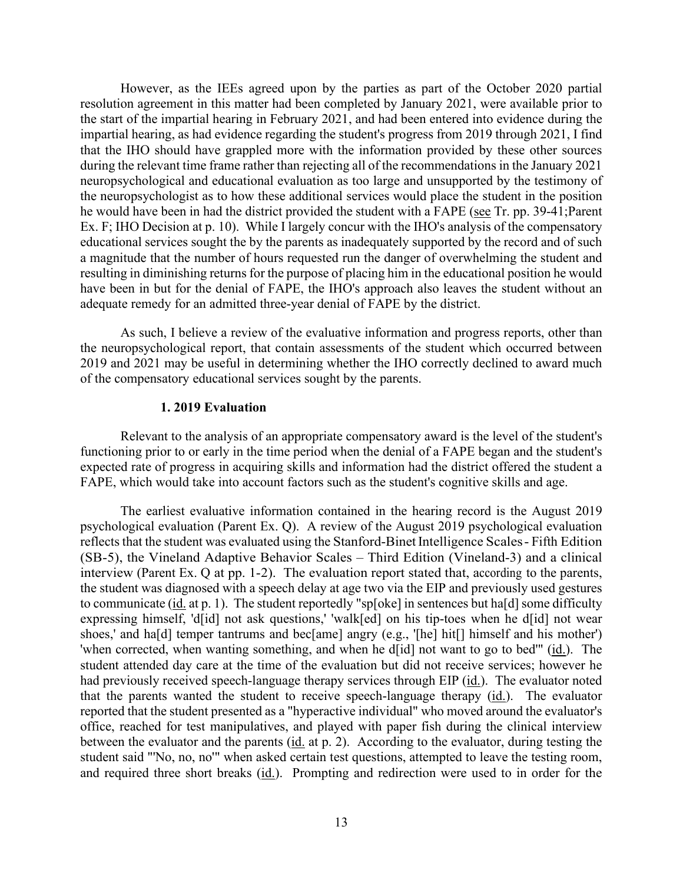However, as the IEEs agreed upon by the parties as part of the October 2020 partial resolution agreement in this matter had been completed by January 2021, were available prior to the start of the impartial hearing in February 2021, and had been entered into evidence during the impartial hearing, as had evidence regarding the student's progress from 2019 through 2021, I find that the IHO should have grappled more with the information provided by these other sources during the relevant time frame rather than rejecting all of the recommendations in the January 2021 neuropsychological and educational evaluation as too large and unsupported by the testimony of the neuropsychologist as to how these additional services would place the student in the position he would have been in had the district provided the student with a FAPE (see Tr. pp. 39-41; Parent Ex. F; IHO Decision at p. 10). While I largely concur with the IHO's analysis of the compensatory educational services sought the by the parents as inadequately supported by the record and of such a magnitude that the number of hours requested run the danger of overwhelming the student and resulting in diminishing returns for the purpose of placing him in the educational position he would have been in but for the denial of FAPE, the IHO's approach also leaves the student without an adequate remedy for an admitted three-year denial of FAPE by the district.

As such, I believe a review of the evaluative information and progress reports, other than the neuropsychological report, that contain assessments of the student which occurred between 2019 and 2021 may be useful in determining whether the IHO correctly declined to award much of the compensatory educational services sought by the parents.

### 1. 2019 Evaluation

Relevant to the analysis of an appropriate compensatory award is the level of the student's functioning prior to or early in the time period when the denial of a FAPE began and the student's expected rate of progress in acquiring skills and information had the district offered the student a FAPE, which would take into account factors such as the student's cognitive skills and age.

The earliest evaluative information contained in the hearing record is the August 2019 psychological evaluation (Parent Ex. Q). A review of the August 2019 psychological evaluation reflects that the student was evaluated using the Stanford-Binet Intelligence Scales - Fifth Edition (SB-5), the Vineland Adaptive Behavior Scales – Third Edition (Vineland-3) and a clinical interview (Parent Ex. Q at pp. 1-2). The evaluation report stated that, according to the parents, the student was diagnosed with a speech delay at age two via the EIP and previously used gestures to communicate (id. at p. 1). The student reportedly "sp[oke] in sentences but ha[d] some difficulty expressing himself, 'd[id] not ask questions,' 'walk[ed] on his tip-toes when he d[id] not wear shoes,' and ha[d] temper tantrums and bec[ame] angry (e.g., '[he] hit[] himself and his mother') 'when corrected, when wanting something, and when he d[id] not want to go to bed'" (id.). The student attended day care at the time of the evaluation but did not receive services; however he had previously received speech-language therapy services through EIP (id.). The evaluator noted that the parents wanted the student to receive speech-language therapy (id.). The evaluator reported that the student presented as a "hyperactive individual" who moved around the evaluator's office, reached for test manipulatives, and played with paper fish during the clinical interview between the evaluator and the parents (id. at p. 2). According to the evaluator, during testing the student said "'No, no, no'" when asked certain test questions, attempted to leave the testing room, and required three short breaks (id.). Prompting and redirection were used to in order for the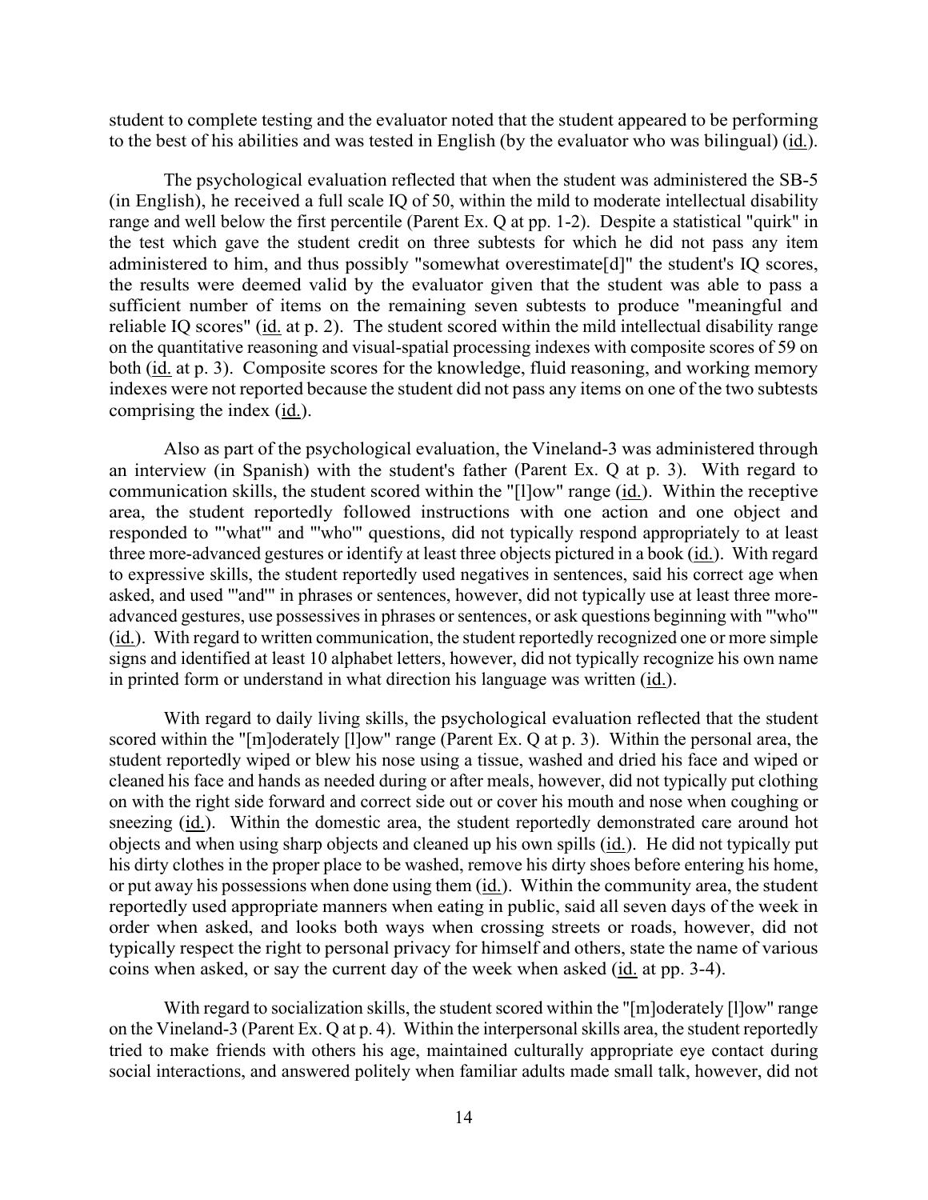student to complete testing and the evaluator noted that the student appeared to be performing to the best of his abilities and was tested in English (by the evaluator who was bilingual) (id.).

The psychological evaluation reflected that when the student was administered the SB-5 (in English), he received a full scale IQ of 50, within the mild to moderate intellectual disability range and well below the first percentile (Parent Ex. Q at pp. 1-2). Despite a statistical "quirk" in the test which gave the student credit on three subtests for which he did not pass any item administered to him, and thus possibly "somewhat overestimate[d]" the student's IQ scores, the results were deemed valid by the evaluator given that the student was able to pass a sufficient number of items on the remaining seven subtests to produce "meaningful and reliable IQ scores" (id. at p. 2). The student scored within the mild intellectual disability range on the quantitative reasoning and visual-spatial processing indexes with composite scores of 59 on both (id. at p. 3). Composite scores for the knowledge, fluid reasoning, and working memory indexes were not reported because the student did not pass any items on one of the two subtests comprising the index (id.).

Also as part of the psychological evaluation, the Vineland-3 was administered through an interview (in Spanish) with the student's father (Parent Ex. Q at p. 3). With regard to communication skills, the student scored within the "[l]ow" range (id.). Within the receptive area, the student reportedly followed instructions with one action and one object and responded to "'what'" and "'who'" questions, did not typically respond appropriately to at least three more-advanced gestures or identify at least three objects pictured in a book (id.). With regard to expressive skills, the student reportedly used negatives in sentences, said his correct age when asked, and used "'and'" in phrases or sentences, however, did not typically use at least three more-advanced gestures, use possessives in phrases or sentences, or ask questions beginning with "'who'" (id.). With regard to written communication, the student reportedly recognized one or more simple signs and identified at least 10 alphabet letters, however, did not typically recognize his own name in printed form or understand in what direction his language was written (id.).

With regard to daily living skills, the psychological evaluation reflected that the student scored within the "[m]oderately [l]ow" range (Parent Ex. Q at p. 3). Within the personal area, the student reportedly wiped or blew his nose using a tissue, washed and dried his face and wiped or cleaned his face and hands as needed during or after meals, however, did not typically put clothing on with the right side forward and correct side out or cover his mouth and nose when coughing or sneezing (id.). Within the domestic area, the student reportedly demonstrated care around hot objects and when using sharp objects and cleaned up his own spills (id.). He did not typically put his dirty clothes in the proper place to be washed, remove his dirty shoes before entering his home, or put away his possessions when done using them (id.). Within the community area, the student reportedly used appropriate manners when eating in public, said all seven days of the week in order when asked, and looks both ways when crossing streets or roads, however, did not typically respect the right to personal privacy for himself and others, state the name of various coins when asked, or say the current day of the week when asked (id. at pp. 3-4).

With regard to socialization skills, the student scored within the "[m]oderately [l]ow" range on the Vineland-3 (Parent Ex. Q at p. 4). Within the interpersonal skills area, the student reportedly tried to make friends with others his age, maintained culturally appropriate eye contact during social interactions, and answered politely when familiar adults made small talk, however, did not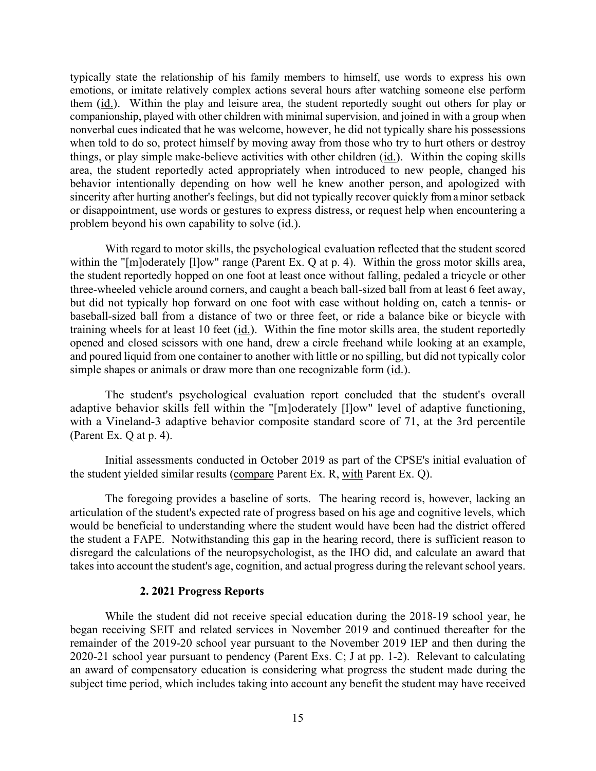typically state the relationship of his family members to himself, use words to express his own emotions, or imitate relatively complex actions several hours after watching someone else perform them (id.). Within the play and leisure area, the student reportedly sought out others for play or companionship, played with other children with minimal supervision, and joined in with a group when nonverbal cues indicated that he was welcome, however, he did not typically share his possessions when told to do so, protect himself by moving away from those who try to hurt others or destroy things, or play simple make-believe activities with other children (id.). Within the coping skills area, the student reportedly acted appropriately when introduced to new people, changed his behavior intentionally depending on how well he knew another person, and apologized with sincerity after hurting another's feelings, but did not typically recover quickly from a minor setback or disappointment, use words or gestures to express distress, or request help when encountering a problem beyond his own capability to solve (id.).

With regard to motor skills, the psychological evaluation reflected that the student scored within the "[m]oderately [l]ow" range (Parent Ex. Q at p. 4). Within the gross motor skills area, the student reportedly hopped on one foot at least once without falling, pedaled a tricycle or other three-wheeled vehicle around corners, and caught a beach ball-sized ball from at least 6 feet away, but did not typically hop forward on one foot with ease without holding on, catch a tennis- or baseball-sized ball from a distance of two or three feet, or ride a balance bike or bicycle with training wheels for at least 10 feet (id.). Within the fine motor skills area, the student reportedly opened and closed scissors with one hand, drew a circle freehand while looking at an example, and poured liquid from one container to another with little or no spilling, but did not typically color simple shapes or animals or draw more than one recognizable form (id.).

The student's psychological evaluation report concluded that the student's overall adaptive behavior skills fell within the "[m]oderately [l]ow" level of adaptive functioning, with a Vineland-3 adaptive behavior composite standard score of 71, at the 3rd percentile (Parent Ex. Q at p. 4).

Initial assessments conducted in October 2019 as part of the CPSE's initial evaluation of the student yielded similar results (compare Parent Ex. R, with Parent Ex. Q).

The foregoing provides a baseline of sorts. The hearing record is, however, lacking an articulation of the student's expected rate of progress based on his age and cognitive levels, which would be beneficial to understanding where the student would have been had the district offered the student a FAPE. Notwithstanding this gap in the hearing record, there is sufficient reason to disregard the calculations of the neuropsychologist, as the IHO did, and calculate an award that takes into account the student's age, cognition, and actual progress during the relevant school years.

**2. 2021 Progress Reports**

While the student did not receive special education during the 2018-19 school year, he began receiving SEIT and related services in November 2019 and continued thereafter for the remainder of the 2019-20 school year pursuant to the November 2019 IEP and then during the 2020-21 school year pursuant to pendency (Parent Exs. C; J at pp. 1-2). Relevant to calculating an award of compensatory education is considering what progress the student made during the subject time period, which includes taking into account any benefit the student may have received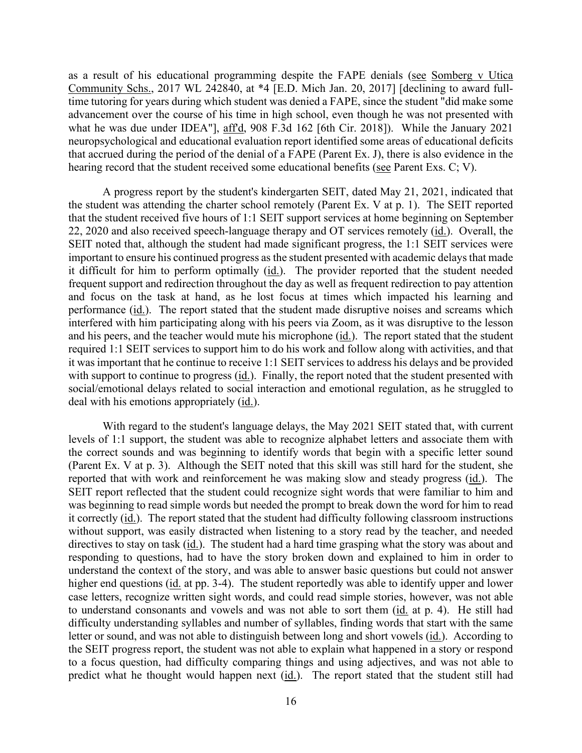as a result of his educational programming despite the FAPE denials (see Somberg v Utica Community Schs., 2017 WL 242840, at *4 [E.D. Mich Jan. 20, 2017] [declining to award full-time tutoring for years during which student was denied a FAPE, since the student "did make some advancement over the course of his time in high school, even though he was not presented with what he was due under IDEA"], aff'd, 908 F.3d 162 [6th Cir. 2018]). While the January 2021 neuropsychological and educational evaluation report identified some areas of educational deficits that accrued during the period of the denial of a FAPE (Parent Ex. J), there is also evidence in the hearing record that the student received some educational benefits (see Parent Exs. C; V).

A progress report by the student's kindergarten SEIT, dated May 21, 2021, indicated that the student was attending the charter school remotely (Parent Ex. V at p. 1). The SEIT reported that the student received five hours of 1:1 SEIT support services at home beginning on September 22, 2020 and also received speech-language therapy and OT services remotely (id.). Overall, the SEIT noted that, although the student had made significant progress, the 1:1 SEIT services were important to ensure his continued progress as the student presented with academic delays that made it difficult for him to perform optimally (id.). The provider reported that the student needed frequent support and redirection throughout the day as well as frequent redirection to pay attention and focus on the task at hand, as he lost focus at times which impacted his learning and performance (id.). The report stated that the student made disruptive noises and screams which interfered with him participating along with his peers via Zoom, as it was disruptive to the lesson and his peers, and the teacher would mute his microphone (id.). The report stated that the student required 1:1 SEIT services to support him to do his work and follow along with activities, and that it was important that he continue to receive 1:1 SEIT services to address his delays and be provided with support to continue to progress (id.). Finally, the report noted that the student presented with social/emotional delays related to social interaction and emotional regulation, as he struggled to deal with his emotions appropriately (id.).

With regard to the student's language delays, the May 2021 SEIT stated that, with current levels of 1:1 support, the student was able to recognize alphabet letters and associate them with the correct sounds and was beginning to identify words that begin with a specific letter sound (Parent Ex. V at p. 3). Although the SEIT noted that this skill was still hard for the student, she reported that with work and reinforcement he was making slow and steady progress (id.). The SEIT report reflected that the student could recognize sight words that were familiar to him and was beginning to read simple words but needed the prompt to break down the word for him to read it correctly (id.). The report stated that the student had difficulty following classroom instructions without support, was easily distracted when listening to a story read by the teacher, and needed directives to stay on task (id.). The student had a hard time grasping what the story was about and responding to questions, had to have the story broken down and explained to him in order to understand the context of the story, and was able to answer basic questions but could not answer higher end questions (id. at pp. 3-4). The student reportedly was able to identify upper and lower case letters, recognize written sight words, and could read simple stories, however, was not able to understand consonants and vowels and was not able to sort them (id. at p. 4). He still had difficulty understanding syllables and number of syllables, finding words that start with the same letter or sound, and was not able to distinguish between long and short vowels (id.). According to the SEIT progress report, the student was not able to explain what happened in a story or respond to a focus question, had difficulty comparing things and using adjectives, and was not able to predict what he thought would happen next (id.). The report stated that the student still had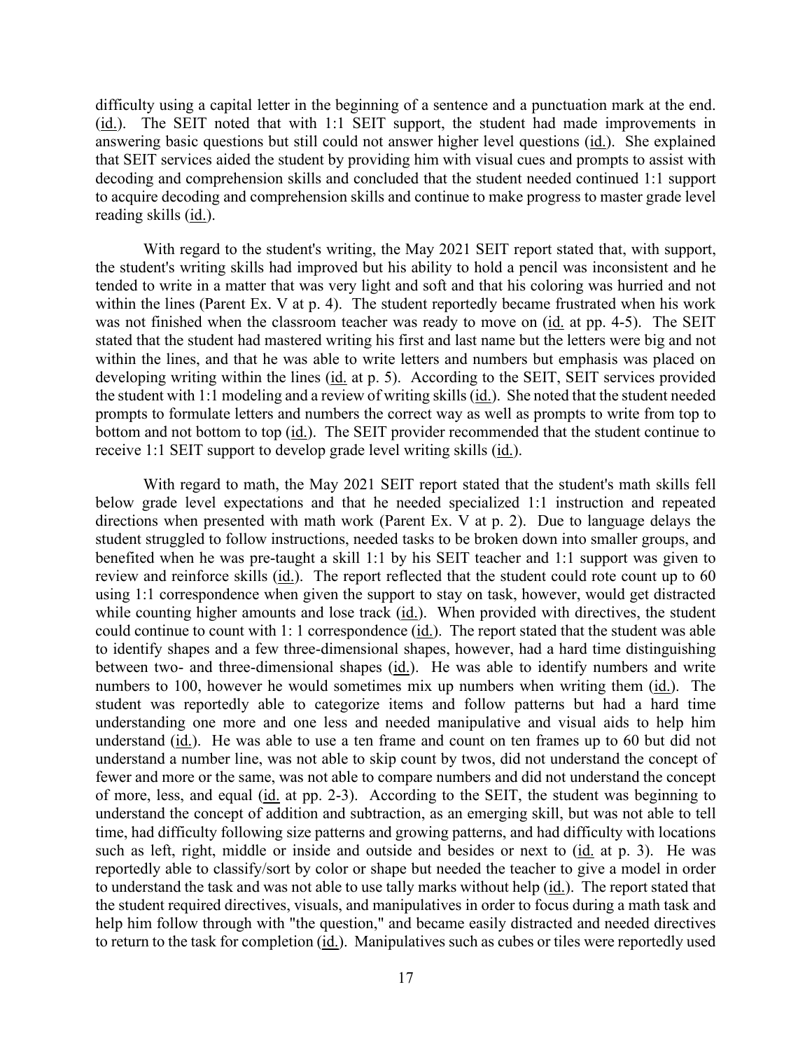difficulty using a capital letter in the beginning of a sentence and a punctuation mark at the end. (id.). The SEIT noted that with 1:1 SEIT support, the student had made improvements in answering basic questions but still could not answer higher level questions (id.). She explained that SEIT services aided the student by providing him with visual cues and prompts to assist with decoding and comprehension skills and concluded that the student needed continued 1:1 support to acquire decoding and comprehension skills and continue to make progress to master grade level reading skills (id.).

With regard to the student's writing, the May 2021 SEIT report stated that, with support, the student's writing skills had improved but his ability to hold a pencil was inconsistent and he tended to write in a matter that was very light and soft and that his coloring was hurried and not within the lines (Parent Ex. V at p. 4). The student reportedly became frustrated when his work was not finished when the classroom teacher was ready to move on (id. at pp. 4-5). The SEIT stated that the student had mastered writing his first and last name but the letters were big and not within the lines, and that he was able to write letters and numbers but emphasis was placed on developing writing within the lines (id. at p. 5). According to the SEIT, SEIT services provided the student with 1:1 modeling and a review of writing skills (id.). She noted that the student needed prompts to formulate letters and numbers the correct way as well as prompts to write from top to bottom and not bottom to top (id.). The SEIT provider recommended that the student continue to receive 1:1 SEIT support to develop grade level writing skills (id.).

With regard to math, the May 2021 SEIT report stated that the student's math skills fell below grade level expectations and that he needed specialized 1:1 instruction and repeated directions when presented with math work (Parent Ex. V at p. 2). Due to language delays the student struggled to follow instructions, needed tasks to be broken down into smaller groups, and benefited when he was pre-taught a skill 1:1 by his SEIT teacher and 1:1 support was given to review and reinforce skills (id.). The report reflected that the student could rote count up to 60 using 1:1 correspondence when given the support to stay on task, however, would get distracted while counting higher amounts and lose track (id.). When provided with directives, the student could continue to count with 1: 1 correspondence (id.). The report stated that the student was able to identify shapes and a few three-dimensional shapes, however, had a hard time distinguishing between two- and three-dimensional shapes (id.). He was able to identify numbers and write numbers to 100, however he would sometimes mix up numbers when writing them (id.). The student was reportedly able to categorize items and follow patterns but had a hard time understanding one more and one less and needed manipulative and visual aids to help him understand (id.). He was able to use a ten frame and count on ten frames up to 60 but did not understand a number line, was not able to skip count by twos, did not understand the concept of fewer and more or the same, was not able to compare numbers and did not understand the concept of more, less, and equal (id. at pp. 2-3). According to the SEIT, the student was beginning to understand the concept of addition and subtraction, as an emerging skill, but was not able to tell time, had difficulty following size patterns and growing patterns, and had difficulty with locations such as left, right, middle or inside and outside and besides or next to (id. at p. 3). He was reportedly able to classify/sort by color or shape but needed the teacher to give a model in order to understand the task and was not able to use tally marks without help (id.). The report stated that the student required directives, visuals, and manipulatives in order to focus during a math task and help him follow through with "the question," and became easily distracted and needed directives to return to the task for completion (id.). Manipulatives such as cubes or tiles were reportedly used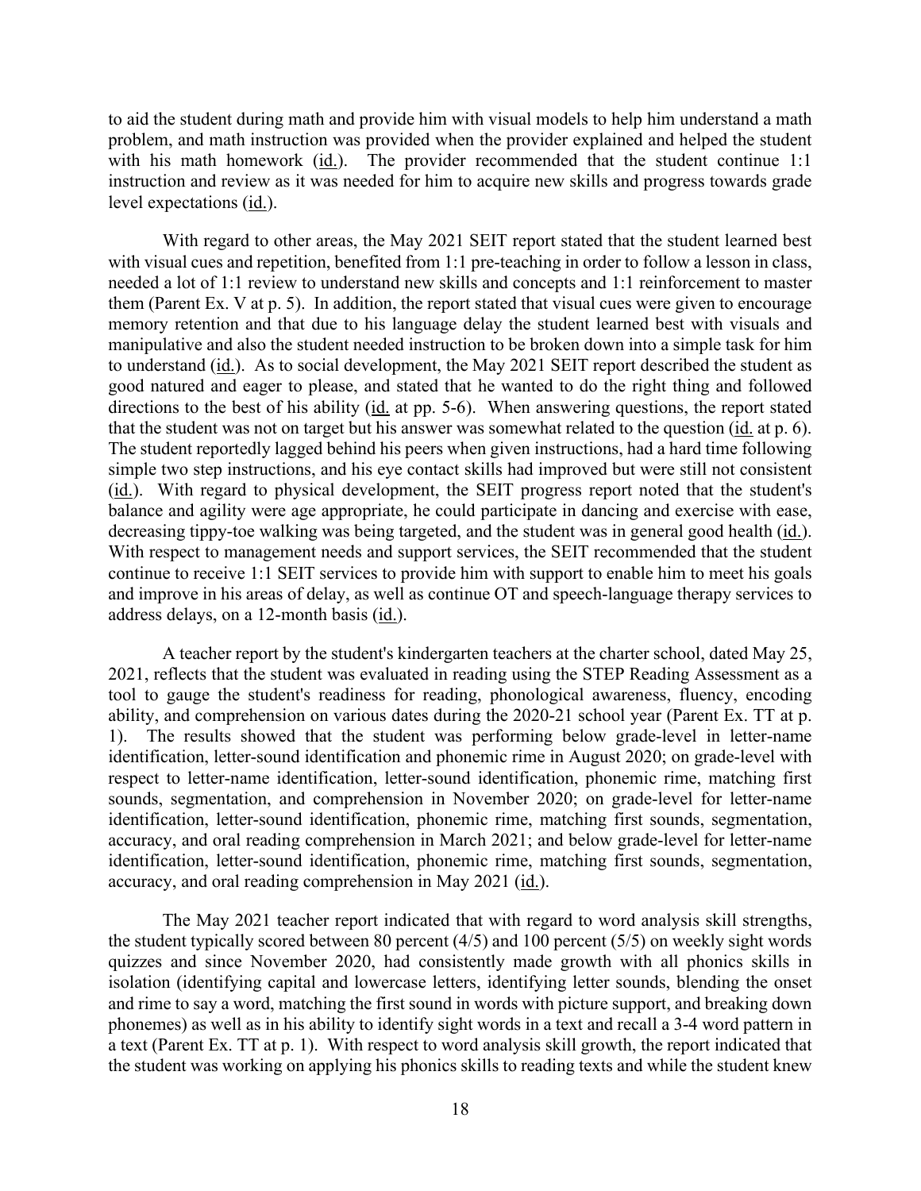to aid the student during math and provide him with visual models to help him understand a math problem, and math instruction was provided when the provider explained and helped the student with his math homework (id.). The provider recommended that the student continue 1:1 instruction and review as it was needed for him to acquire new skills and progress towards grade level expectations (id.).

With regard to other areas, the May 2021 SEIT report stated that the student learned best with visual cues and repetition, benefited from 1:1 pre-teaching in order to follow a lesson in class, needed a lot of 1:1 review to understand new skills and concepts and 1:1 reinforcement to master them (Parent Ex. V at p. 5). In addition, the report stated that visual cues were given to encourage memory retention and that due to his language delay the student learned best with visuals and manipulative and also the student needed instruction to be broken down into a simple task for him to understand (id.). As to social development, the May 2021 SEIT report described the student as good natured and eager to please, and stated that he wanted to do the right thing and followed directions to the best of his ability (id. at pp. 5-6). When answering questions, the report stated that the student was not on target but his answer was somewhat related to the question (id. at p. 6). The student reportedly lagged behind his peers when given instructions, had a hard time following simple two step instructions, and his eye contact skills had improved but were still not consistent (id.). With regard to physical development, the SEIT progress report noted that the student's balance and agility were age appropriate, he could participate in dancing and exercise with ease, decreasing tippy-toe walking was being targeted, and the student was in general good health (id.). With respect to management needs and support services, the SEIT recommended that the student continue to receive 1:1 SEIT services to provide him with support to enable him to meet his goals and improve in his areas of delay, as well as continue OT and speech-language therapy services to address delays, on a 12-month basis (id.).

A teacher report by the student's kindergarten teachers at the charter school, dated May 25, 2021, reflects that the student was evaluated in reading using the STEP Reading Assessment as a tool to gauge the student's readiness for reading, phonological awareness, fluency, encoding ability, and comprehension on various dates during the 2020-21 school year (Parent Ex. TT at p. 1). The results showed that the student was performing below grade-level in letter-name identification, letter-sound identification and phonemic rime in August 2020; on grade-level with respect to letter-name identification, letter-sound identification, phonemic rime, matching first sounds, segmentation, and comprehension in November 2020; on grade-level for letter-name identification, letter-sound identification, phonemic rime, matching first sounds, segmentation, accuracy, and oral reading comprehension in March 2021; and below grade-level for letter-name identification, letter-sound identification, phonemic rime, matching first sounds, segmentation, accuracy, and oral reading comprehension in May 2021 (id.).

The May 2021 teacher report indicated that with regard to word analysis skill strengths, the student typically scored between 80 percent (4/5) and 100 percent (5/5) on weekly sight words quizzes and since November 2020, had consistently made growth with all phonics skills in isolation (identifying capital and lowercase letters, identifying letter sounds, blending the onset and rime to say a word, matching the first sound in words with picture support, and breaking down phonemes) as well as in his ability to identify sight words in a text and recall a 3-4 word pattern in a text (Parent Ex. TT at p. 1). With respect to word analysis skill growth, the report indicated that the student was working on applying his phonics skills to reading texts and while the student knew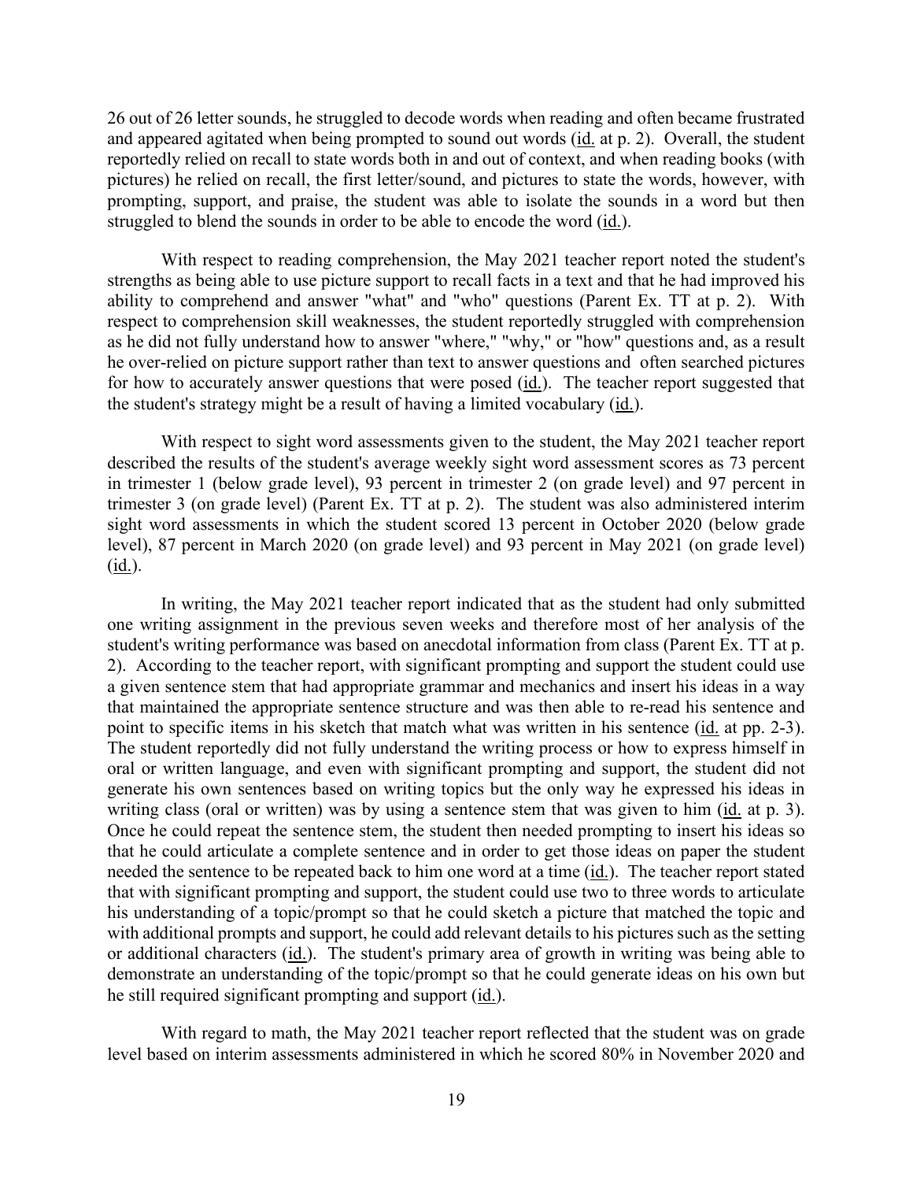26 out of 26 letter sounds, he struggled to decode words when reading and often became frustrated and appeared agitated when being prompted to sound out words (id. at p. 2). Overall, the student reportedly relied on recall to state words both in and out of context, and when reading books (with pictures) he relied on recall, the first letter/sound, and pictures to state the words, however, with prompting, support, and praise, the student was able to isolate the sounds in a word but then struggled to blend the sounds in order to be able to encode the word (id.).

With respect to reading comprehension, the May 2021 teacher report noted the student's strengths as being able to use picture support to recall facts in a text and that he had improved his ability to comprehend and answer "what" and "who" questions (Parent Ex. TT at p. 2). With respect to comprehension skill weaknesses, the student reportedly struggled with comprehension as he did not fully understand how to answer "where," "why," or "how" questions and, as a result he over-relied on picture support rather than text to answer questions and often searched pictures for how to accurately answer questions that were posed (id.). The teacher report suggested that the student's strategy might be a result of having a limited vocabulary (id.).

With respect to sight word assessments given to the student, the May 2021 teacher report described the results of the student's average weekly sight word assessment scores as 73 percent in trimester 1 (below grade level), 93 percent in trimester 2 (on grade level) and 97 percent in trimester 3 (on grade level) (Parent Ex. TT at p. 2). The student was also administered interim sight word assessments in which the student scored 13 percent in October 2020 (below grade level), 87 percent in March 2020 (on grade level) and 93 percent in May 2021 (on grade level) (id.).

In writing, the May 2021 teacher report indicated that as the student had only submitted one writing assignment in the previous seven weeks and therefore most of her analysis of the student's writing performance was based on anecdotal information from class (Parent Ex. TT at p. 2). According to the teacher report, with significant prompting and support the student could use a given sentence stem that had appropriate grammar and mechanics and insert his ideas in a way that maintained the appropriate sentence structure and was then able to re-read his sentence and point to specific items in his sketch that match what was written in his sentence (id. at pp. 2-3). The student reportedly did not fully understand the writing process or how to express himself in oral or written language, and even with significant prompting and support, the student did not generate his own sentences based on writing topics but the only way he expressed his ideas in writing class (oral or written) was by using a sentence stem that was given to him (id. at p. 3). Once he could repeat the sentence stem, the student then needed prompting to insert his ideas so that he could articulate a complete sentence and in order to get those ideas on paper the student needed the sentence to be repeated back to him one word at a time (id.). The teacher report stated that with significant prompting and support, the student could use two to three words to articulate his understanding of a topic/prompt so that he could sketch a picture that matched the topic and with additional prompts and support, he could add relevant details to his pictures such as the setting or additional characters (id.). The student's primary area of growth in writing was being able to demonstrate an understanding of the topic/prompt so that he could generate ideas on his own but he still required significant prompting and support (id.).

With regard to math, the May 2021 teacher report reflected that the student was on grade level based on interim assessments administered in which he scored 80% in November 2020 and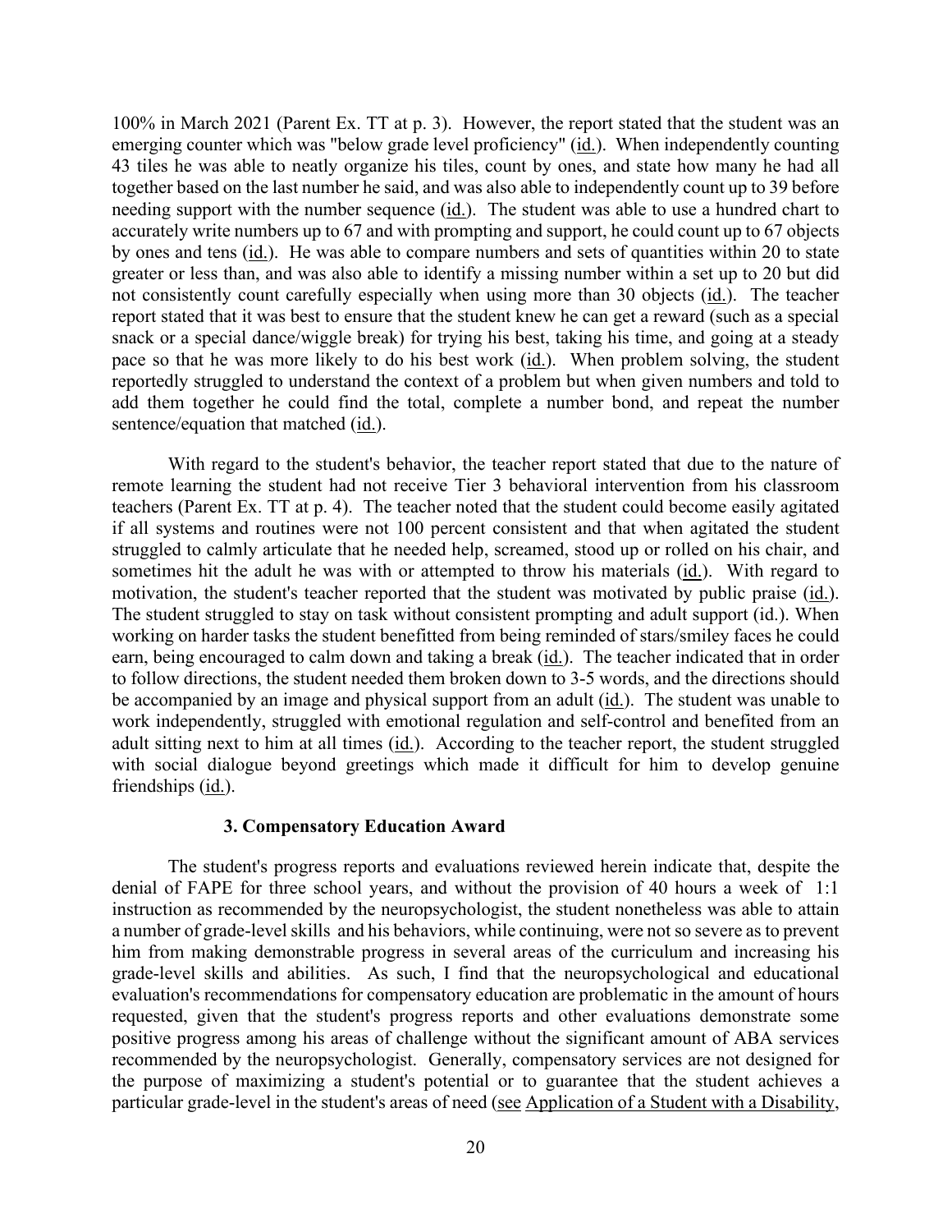100% in March 2021 (Parent Ex. TT at p. 3). However, the report stated that the student was an emerging counter which was "below grade level proficiency" (id.). When independently counting 43 tiles he was able to neatly organize his tiles, count by ones, and state how many he had all together based on the last number he said, and was also able to independently count up to 39 before needing support with the number sequence (id.). The student was able to use a hundred chart to accurately write numbers up to 67 and with prompting and support, he could count up to 67 objects by ones and tens (id.). He was able to compare numbers and sets of quantities within 20 to state greater or less than, and was also able to identify a missing number within a set up to 20 but did not consistently count carefully especially when using more than 30 objects (id.). The teacher report stated that it was best to ensure that the student knew he can get a reward (such as a special snack or a special dance/wiggle break) for trying his best, taking his time, and going at a steady pace so that he was more likely to do his best work (id.). When problem solving, the student reportedly struggled to understand the context of a problem but when given numbers and told to add them together he could find the total, complete a number bond, and repeat the number sentence/equation that matched (id.).

With regard to the student's behavior, the teacher report stated that due to the nature of remote learning the student had not receive Tier 3 behavioral intervention from his classroom teachers (Parent Ex. TT at p. 4). The teacher noted that the student could become easily agitated if all systems and routines were not 100 percent consistent and that when agitated the student struggled to calmly articulate that he needed help, screamed, stood up or rolled on his chair, and sometimes hit the adult he was with or attempted to throw his materials (id.). With regard to motivation, the student's teacher reported that the student was motivated by public praise (id.). The student struggled to stay on task without consistent prompting and adult support (id.). When working on harder tasks the student benefitted from being reminded of stars/smiley faces he could earn, being encouraged to calm down and taking a break (id.). The teacher indicated that in order to follow directions, the student needed them broken down to 3-5 words, and the directions should be accompanied by an image and physical support from an adult (id.). The student was unable to work independently, struggled with emotional regulation and self-control and benefited from an adult sitting next to him at all times (id.). According to the teacher report, the student struggled with social dialogue beyond greetings which made it difficult for him to develop genuine friendships (id.).

### 3. Compensatory Education Award

The student's progress reports and evaluations reviewed herein indicate that, despite the denial of FAPE for three school years, and without the provision of 40 hours a week of 1:1 instruction as recommended by the neuropsychologist, the student nonetheless was able to attain a number of grade-level skills and his behaviors, while continuing, were not so severe as to prevent him from making demonstrable progress in several areas of the curriculum and increasing his grade-level skills and abilities. As such, I find that the neuropsychological and educational evaluation's recommendations for compensatory education are problematic in the amount of hours requested, given that the student's progress reports and other evaluations demonstrate some positive progress among his areas of challenge without the significant amount of ABA services recommended by the neuropsychologist. Generally, compensatory services are not designed for the purpose of maximizing a student's potential or to guarantee that the student achieves a particular grade-level in the student's areas of need (see Application of a Student with a Disability,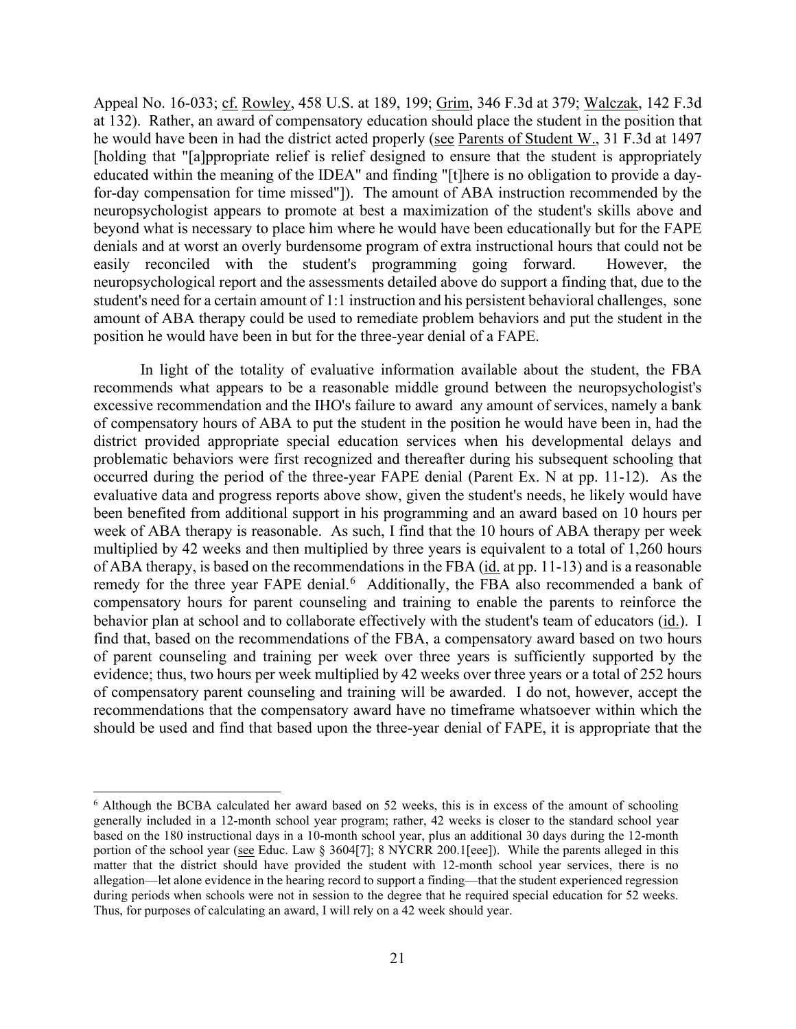Appeal No. 16-033; cf. Rowley, 458 U.S. at 189, 199; Grim, 346 F.3d at 379; Walczak, 142 F.3d at 132). Rather, an award of compensatory education should place the student in the position that he would have been in had the district acted properly (see Parents of Student W., 31 F.3d at 1497 [holding that "[a]ppropriate relief is relief designed to ensure that the student is appropriately educated within the meaning of the IDEA" and finding "[t]here is no obligation to provide a day-for-day compensation for time missed"]). The amount of ABA instruction recommended by the neuropsychologist appears to promote at best a maximization of the student's skills above and beyond what is necessary to place him where he would have been educationally but for the FAPE denials and at worst an overly burdensome program of extra instructional hours that could not be easily reconciled with the student's programming going forward. However, the neuropsychological report and the assessments detailed above do support a finding that, due to the student's need for a certain amount of 1:1 instruction and his persistent behavioral challenges, sone amount of ABA therapy could be used to remediate problem behaviors and put the student in the position he would have been in but for the three-year denial of a FAPE.

In light of the totality of evaluative information available about the student, the FBA recommends what appears to be a reasonable middle ground between the neuropsychologist's excessive recommendation and the IHO's failure to award any amount of services, namely a bank of compensatory hours of ABA to put the student in the position he would have been in, had the district provided appropriate special education services when his developmental delays and problematic behaviors were first recognized and thereafter during his subsequent schooling that occurred during the period of the three-year FAPE denial (Parent Ex. N at pp. 11-12). As the evaluative data and progress reports above show, given the student's needs, he likely would have been benefited from additional support in his programming and an award based on 10 hours per week of ABA therapy is reasonable. As such, I find that the 10 hours of ABA therapy per week multiplied by 42 weeks and then multiplied by three years is equivalent to a total of 1,260 hours of ABA therapy, is based on the recommendations in the FBA (id. at pp. 11-13) and is a reasonable remedy for the three year FAPE denial.[6] Additionally, the FBA also recommended a bank of compensatory hours for parent counseling and training to enable the parents to reinforce the behavior plan at school and to collaborate effectively with the student's team of educators (id.). I find that, based on the recommendations of the FBA, a compensatory award based on two hours of parent counseling and training per week over three years is sufficiently supported by the evidence; thus, two hours per week multiplied by 42 weeks over three years or a total of 252 hours of compensatory parent counseling and training will be awarded. I do not, however, accept the recommendations that the compensatory award have no timeframe whatsoever within which the should be used and find that based upon the three-year denial of FAPE, it is appropriate that the

[6] Although the BCBA calculated her award based on 52 weeks, this is in excess of the amount of schooling generally included in a 12-month school year program; rather, 42 weeks is closer to the standard school year based on the 180 instructional days in a 10-month school year, plus an additional 30 days during the 12-month portion of the school year (see Educ. Law § 3604[7]; 8 NYCRR 200.1[eee]). While the parents alleged in this matter that the district should have provided the student with 12-month school year services, there is no allegation—let alone evidence in the hearing record to support a finding—that the student experienced regression during periods when schools were not in session to the degree that he required special education for 52 weeks. Thus, for purposes of calculating an award, I will rely on a 42 week should year.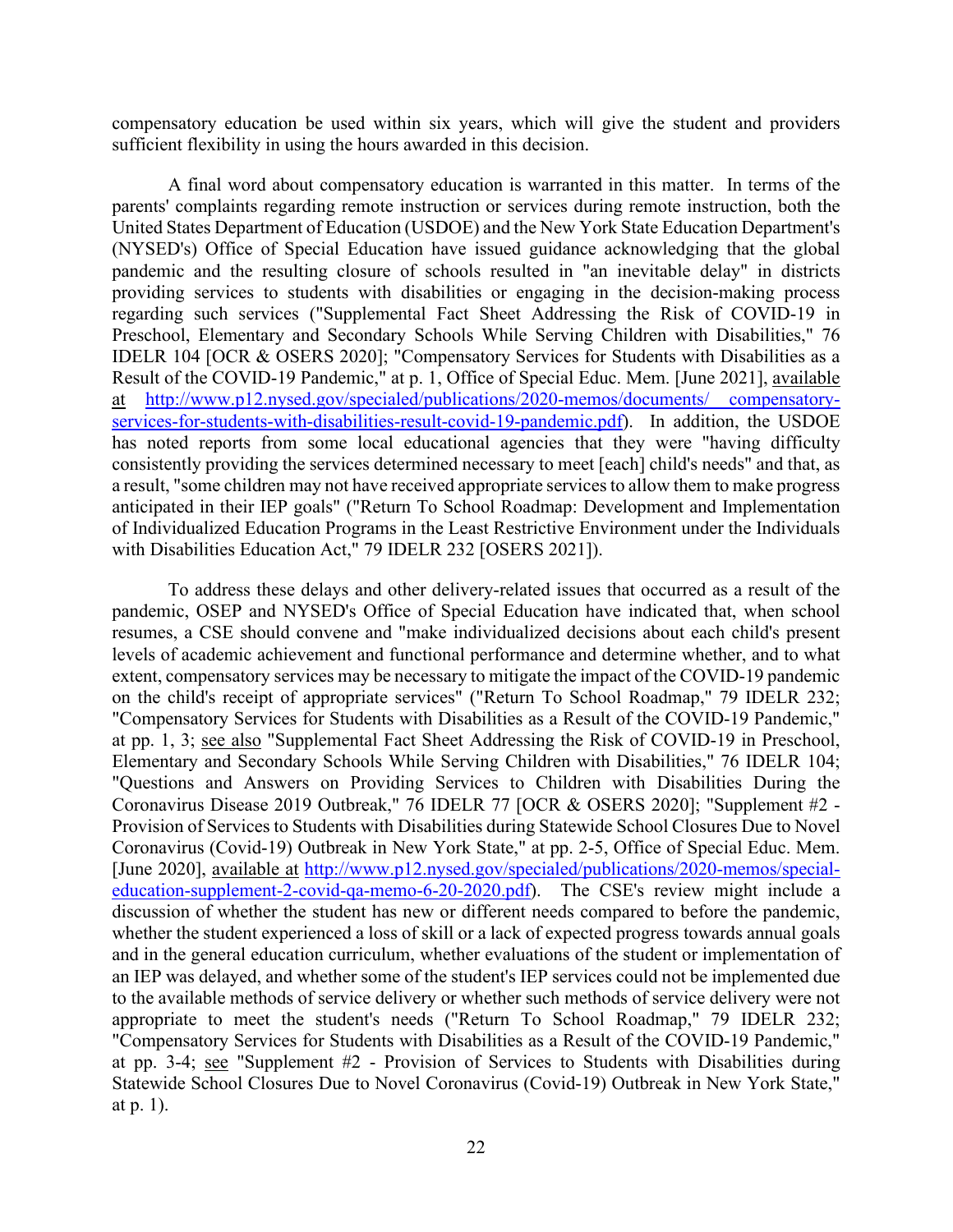compensatory education be used within six years, which will give the student and providers sufficient flexibility in using the hours awarded in this decision.

A final word about compensatory education is warranted in this matter. In terms of the parents' complaints regarding remote instruction or services during remote instruction, both the United States Department of Education (USDOE) and the New York State Education Department's (NYSED's) Office of Special Education have issued guidance acknowledging that the global pandemic and the resulting closure of schools resulted in "an inevitable delay" in districts providing services to students with disabilities or engaging in the decision-making process regarding such services ("Supplemental Fact Sheet Addressing the Risk of COVID-19 in Preschool, Elementary and Secondary Schools While Serving Children with Disabilities," 76 IDELR 104 [OCR & OSERS 2020]; "Compensatory Services for Students with Disabilities as a Result of the COVID-19 Pandemic," at p. 1, Office of Special Educ. Mem. [June 2021], available at http://www.p12.nysed.gov/specialed/publications/2020-memos/documents/ compensatory-services-for-students-with-disabilities-result-covid-19-pandemic.pdf). In addition, the USDOE has noted reports from some local educational agencies that they were "having difficulty consistently providing the services determined necessary to meet [each] child's needs" and that, as a result, "some children may not have received appropriate services to allow them to make progress anticipated in their IEP goals" ("Return To School Roadmap: Development and Implementation of Individualized Education Programs in the Least Restrictive Environment under the Individuals with Disabilities Education Act," 79 IDELR 232 [OSERS 2021]).

To address these delays and other delivery-related issues that occurred as a result of the pandemic, OSEP and NYSED's Office of Special Education have indicated that, when school resumes, a CSE should convene and "make individualized decisions about each child's present levels of academic achievement and functional performance and determine whether, and to what extent, compensatory services may be necessary to mitigate the impact of the COVID-19 pandemic on the child's receipt of appropriate services" ("Return To School Roadmap," 79 IDELR 232; "Compensatory Services for Students with Disabilities as a Result of the COVID-19 Pandemic," at pp. 1, 3; see also "Supplemental Fact Sheet Addressing the Risk of COVID-19 in Preschool, Elementary and Secondary Schools While Serving Children with Disabilities," 76 IDELR 104; "Questions and Answers on Providing Services to Children with Disabilities During the Coronavirus Disease 2019 Outbreak," 76 IDELR 77 [OCR & OSERS 2020]; "Supplement #2 - Provision of Services to Students with Disabilities during Statewide School Closures Due to Novel Coronavirus (Covid-19) Outbreak in New York State," at pp. 2-5, Office of Special Educ. Mem. [June 2020], available at http://www.p12.nysed.gov/specialed/publications/2020-memos/special-education-supplement-2-covid-qa-memo-6-20-2020.pdf). The CSE's review might include a discussion of whether the student has new or different needs compared to before the pandemic, whether the student experienced a loss of skill or a lack of expected progress towards annual goals and in the general education curriculum, whether evaluations of the student or implementation of an IEP was delayed, and whether some of the student's IEP services could not be implemented due to the available methods of service delivery or whether such methods of service delivery were not appropriate to meet the student's needs ("Return To School Roadmap," 79 IDELR 232; "Compensatory Services for Students with Disabilities as a Result of the COVID-19 Pandemic," at pp. 3-4; see "Supplement #2 - Provision of Services to Students with Disabilities during Statewide School Closures Due to Novel Coronavirus (Covid-19) Outbreak in New York State," at p. 1).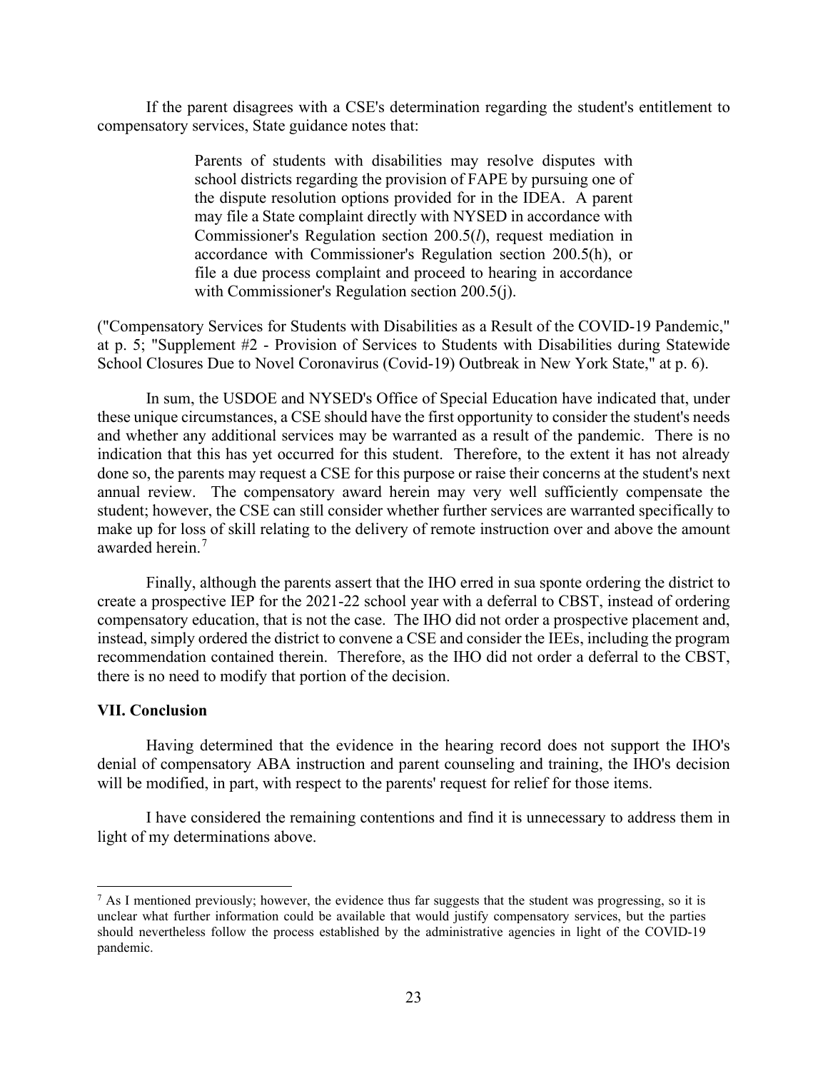If the parent disagrees with a CSE's determination regarding the student's entitlement to compensatory services, State guidance notes that:

> Parents of students with disabilities may resolve disputes with school districts regarding the provision of FAPE by pursuing one of the dispute resolution options provided for in the IDEA. A parent may file a State complaint directly with NYSED in accordance with Commissioner's Regulation section 200.5(*l*), request mediation in accordance with Commissioner's Regulation section 200.5(h), or file a due process complaint and proceed to hearing in accordance with Commissioner's Regulation section 200.5(j).

("Compensatory Services for Students with Disabilities as a Result of the COVID-19 Pandemic," at p. 5; "Supplement #2 - Provision of Services to Students with Disabilities during Statewide School Closures Due to Novel Coronavirus (Covid-19) Outbreak in New York State," at p. 6).

In sum, the USDOE and NYSED's Office of Special Education have indicated that, under these unique circumstances, a CSE should have the first opportunity to consider the student's needs and whether any additional services may be warranted as a result of the pandemic. There is no indication that this has yet occurred for this student. Therefore, to the extent it has not already done so, the parents may request a CSE for this purpose or raise their concerns at the student's next annual review. The compensatory award herein may very well sufficiently compensate the student; however, the CSE can still consider whether further services are warranted specifically to make up for loss of skill relating to the delivery of remote instruction over and above the amount awarded herein.[7]

Finally, although the parents assert that the IHO erred in sua sponte ordering the district to create a prospective IEP for the 2021-22 school year with a deferral to CBST, instead of ordering compensatory education, that is not the case. The IHO did not order a prospective placement and, instead, simply ordered the district to convene a CSE and consider the IEEs, including the program recommendation contained therein. Therefore, as the IHO did not order a deferral to the CBST, there is no need to modify that portion of the decision.

## VII. Conclusion

Having determined that the evidence in the hearing record does not support the IHO's denial of compensatory ABA instruction and parent counseling and training, the IHO's decision will be modified, in part, with respect to the parents' request for relief for those items.

I have considered the remaining contentions and find it is unnecessary to address them in light of my determinations above.

---

[7] As I mentioned previously; however, the evidence thus far suggests that the student was progressing, so it is unclear what further information could be available that would justify compensatory services, but the parties should nevertheless follow the process established by the administrative agencies in light of the COVID-19 pandemic.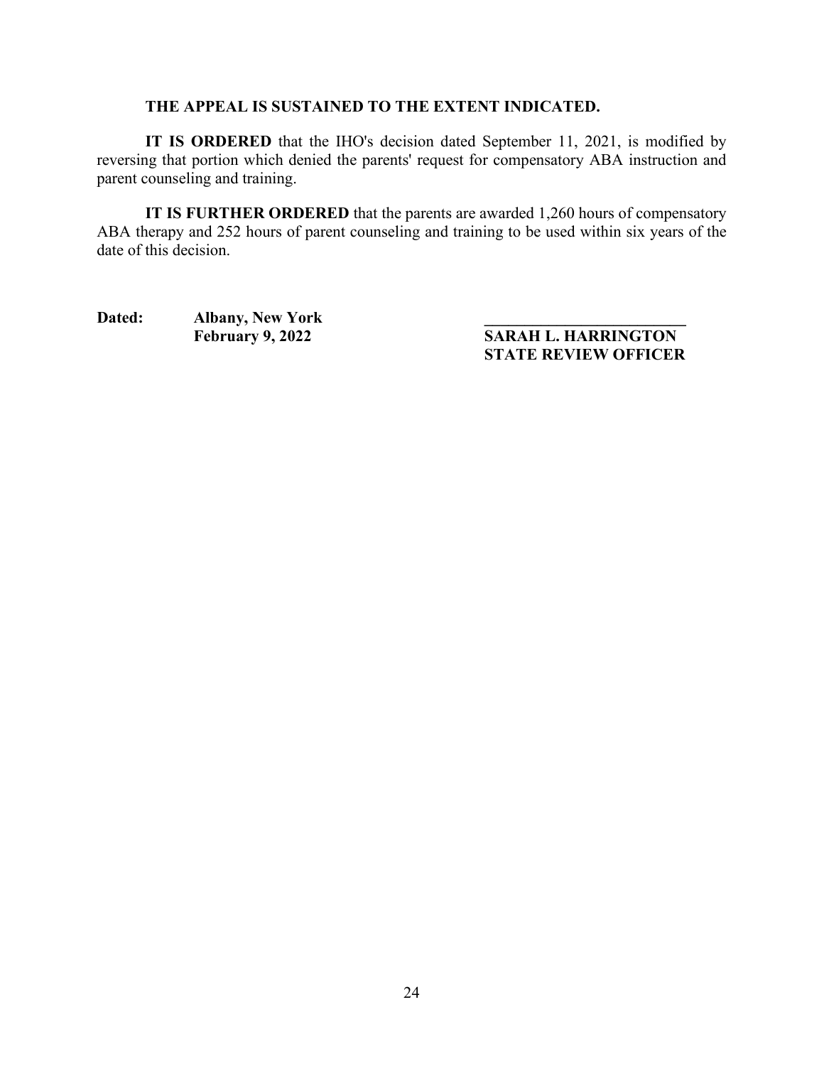**THE APPEAL IS SUSTAINED TO THE EXTENT INDICATED.**

**IT IS ORDERED** that the IHO's decision dated September 11, 2021, is modified by reversing that portion which denied the parents' request for compensatory ABA instruction and parent counseling and training.

**IT IS FURTHER ORDERED** that the parents are awarded 1,260 hours of compensatory ABA therapy and 252 hours of parent counseling and training to be used within six years of the date of this decision.

**Dated:** **Albany, New York**
**February 9, 2022**

**SARAH L. HARRINGTON**
**STATE REVIEW OFFICER**